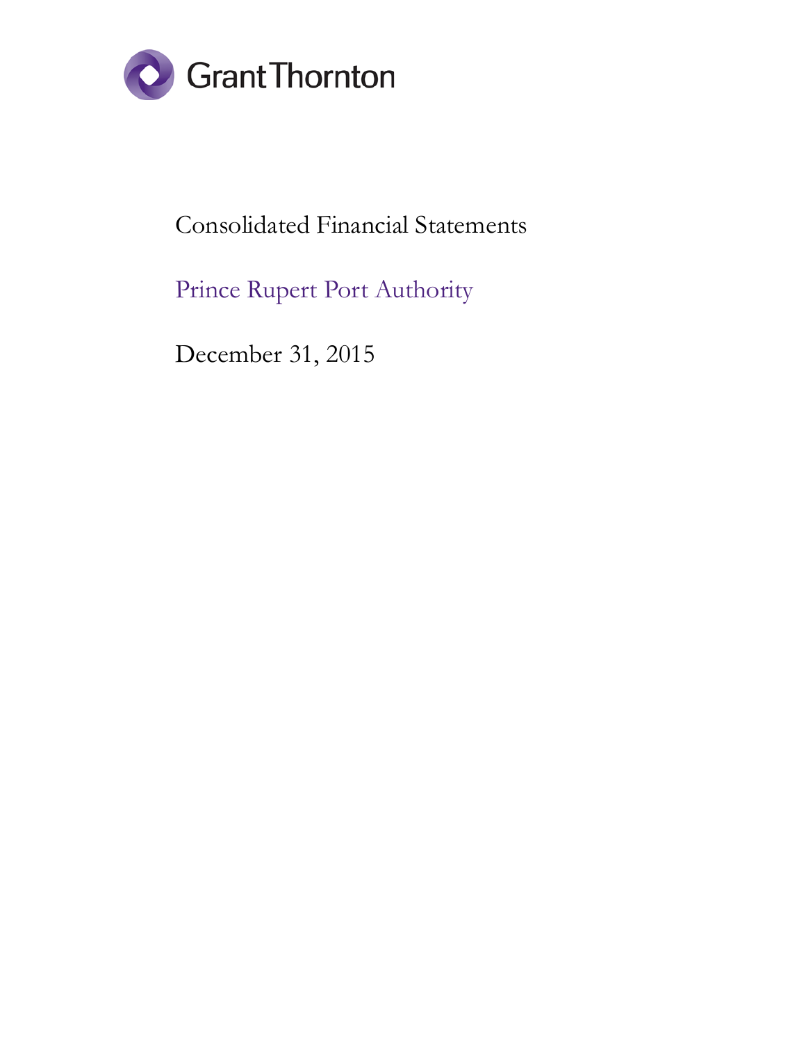Grant Thornton

# Consolidated Financial Statements

## Prince Rupert Port Authority

December 31, 2015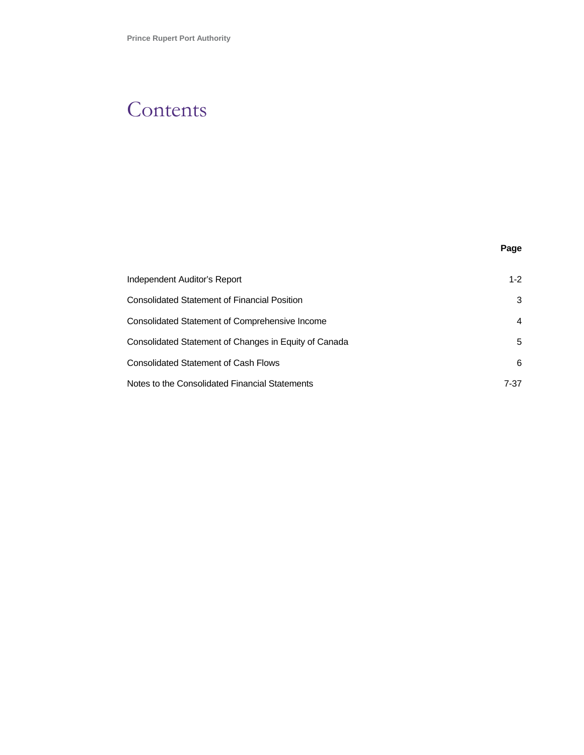# Contents

| | Page |
|---|---:|
| Independent Auditor's Report | 1-2 |
| Consolidated Statement of Financial Position | 3 |
| Consolidated Statement of Comprehensive Income | 4 |
| Consolidated Statement of Changes in Equity of Canada | 5 |
| Consolidated Statement of Cash Flows | 6 |
| Notes to the Consolidated Financial Statements | 7-37 |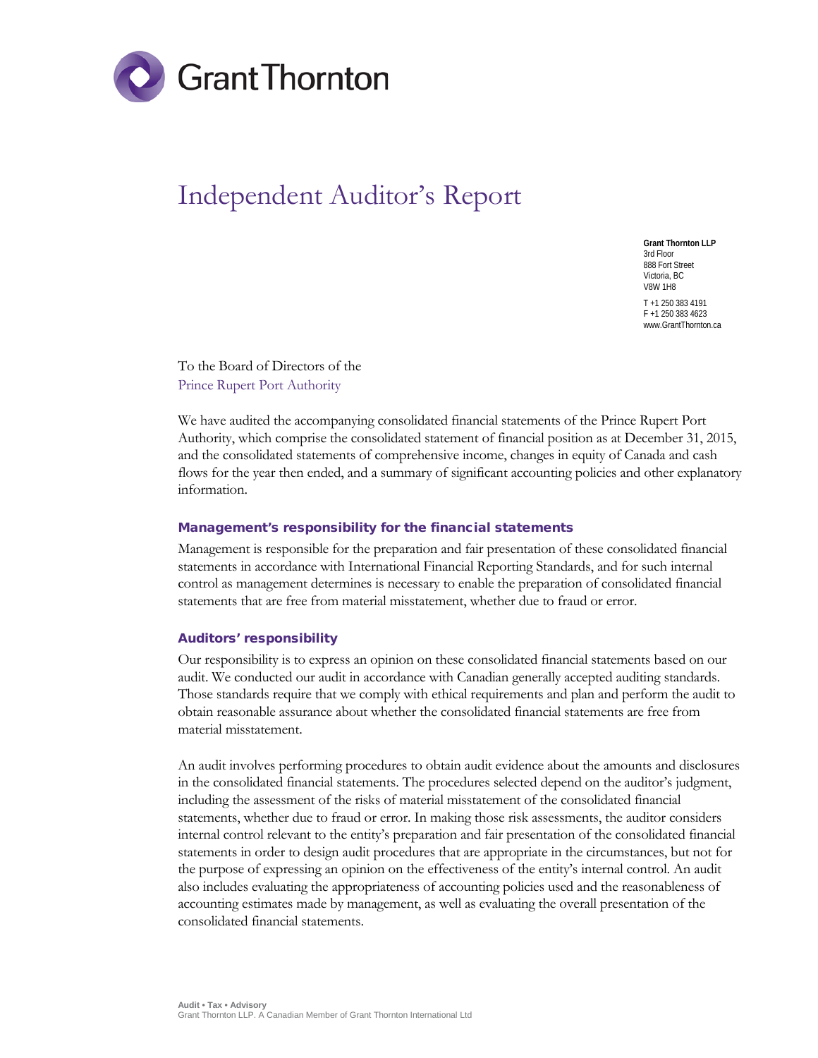# Independent Auditor's Report

**Grant Thornton LLP**
3rd Floor
888 Fort Street
Victoria, BC
V8W 1H8

T +1 250 383 4191
F +1 250 383 4623
www.GrantThornton.ca

To the Board of Directors of the
Prince Rupert Port Authority

We have audited the accompanying consolidated financial statements of the Prince Rupert Port Authority, which comprise the consolidated statement of financial position as at December 31, 2015, and the consolidated statements of comprehensive income, changes in equity of Canada and cash flows for the year then ended, and a summary of significant accounting policies and other explanatory information.

### Management's responsibility for the financial statements

Management is responsible for the preparation and fair presentation of these consolidated financial statements in accordance with International Financial Reporting Standards, and for such internal control as management determines is necessary to enable the preparation of consolidated financial statements that are free from material misstatement, whether due to fraud or error.

### Auditors' responsibility

Our responsibility is to express an opinion on these consolidated financial statements based on our audit. We conducted our audit in accordance with Canadian generally accepted auditing standards. Those standards require that we comply with ethical requirements and plan and perform the audit to obtain reasonable assurance about whether the consolidated financial statements are free from material misstatement.

An audit involves performing procedures to obtain audit evidence about the amounts and disclosures in the consolidated financial statements. The procedures selected depend on the auditor's judgment, including the assessment of the risks of material misstatement of the consolidated financial statements, whether due to fraud or error. In making those risk assessments, the auditor considers internal control relevant to the entity's preparation and fair presentation of the consolidated financial statements in order to design audit procedures that are appropriate in the circumstances, but not for the purpose of expressing an opinion on the effectiveness of the entity's internal control. An audit also includes evaluating the appropriateness of accounting policies used and the reasonableness of accounting estimates made by management, as well as evaluating the overall presentation of the consolidated financial statements.

Audit • Tax • Advisory
Grant Thornton LLP. A Canadian Member of Grant Thornton International Ltd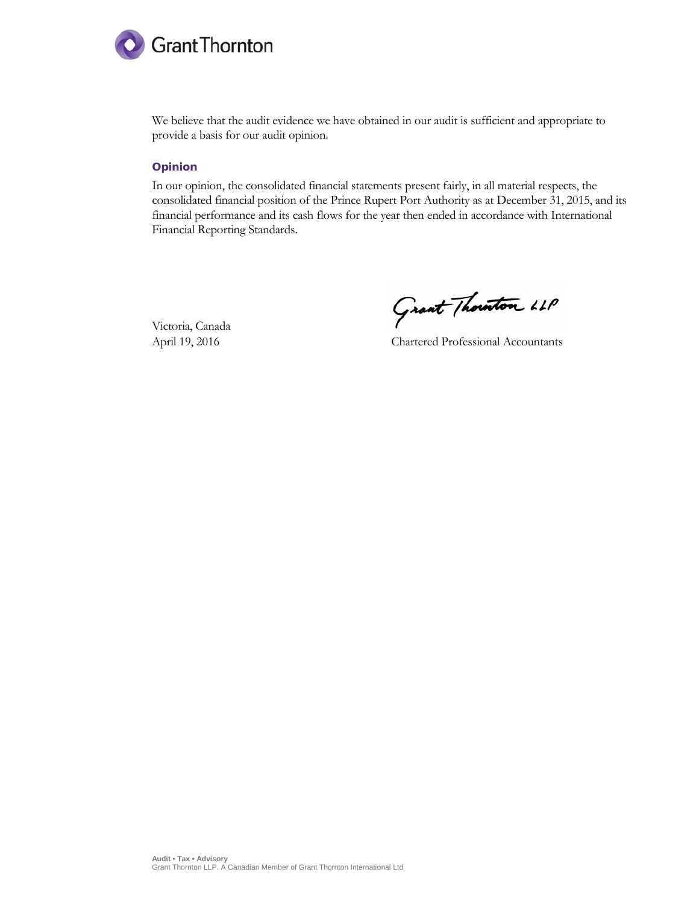We believe that the audit evidence we have obtained in our audit is sufficient and appropriate to provide a basis for our audit opinion.

## Opinion

In our opinion, the consolidated financial statements present fairly, in all material respects, the consolidated financial position of the Prince Rupert Port Authority as at December 31, 2015, and its financial performance and its cash flows for the year then ended in accordance with International Financial Reporting Standards.

Grant Thornton LLP

Victoria, Canada
April 19, 2016

Chartered Professional Accountants

**Audit • Tax • Advisory**
Grant Thornton LLP. A Canadian Member of Grant Thornton International Ltd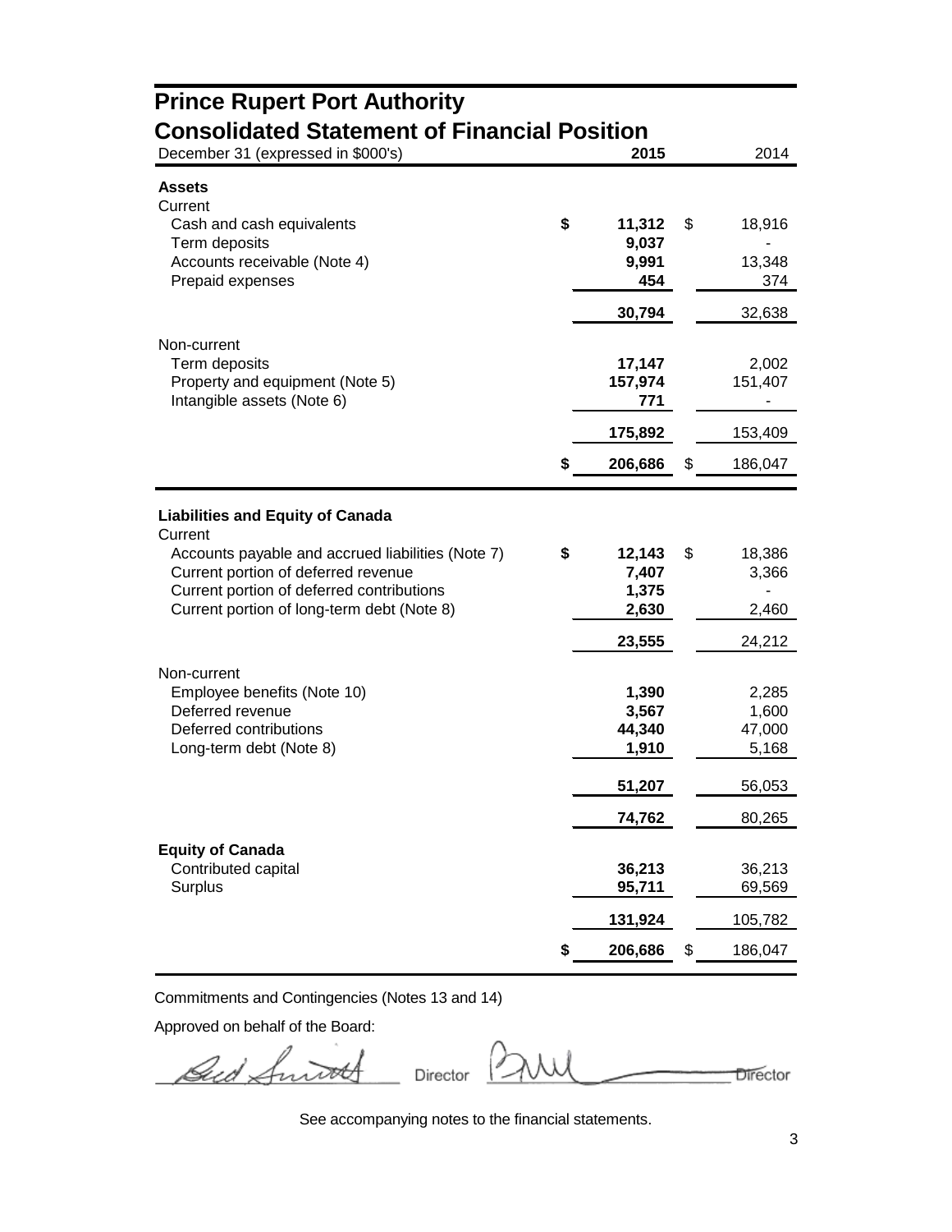# Prince Rupert Port Authority

## Consolidated Statement of Financial Position

| December 31 (expressed in $000's) | 2015 | 2014 |
|---|---|---|
| **Assets** | | |
| Current | | |
| Cash and cash equivalents | **$ 11,312** | $ 18,916 |
| Term deposits | **9,037** | - |
| Accounts receivable (Note 4) | **9,991** | 13,348 |
| Prepaid expenses | **454** | 374 |
| | **30,794** | 32,638 |
| Non-current | | |
| Term deposits | **17,147** | 2,002 |
| Property and equipment (Note 5) | **157,974** | 151,407 |
| Intangible assets (Note 6) | **771** | - |
| | **175,892** | 153,409 |
| | **$ 206,686** | $ 186,047 |
| **Liabilities and Equity of Canada** | | |
| Current | | |
| Accounts payable and accrued liabilities (Note 7) | **$ 12,143** | $ 18,386 |
| Current portion of deferred revenue | **7,407** | 3,366 |
| Current portion of deferred contributions | **1,375** | - |
| Current portion of long-term debt (Note 8) | **2,630** | 2,460 |
| | **23,555** | 24,212 |
| Non-current | | |
| Employee benefits (Note 10) | **1,390** | 2,285 |
| Deferred revenue | **3,567** | 1,600 |
| Deferred contributions | **44,340** | 47,000 |
| Long-term debt (Note 8) | **1,910** | 5,168 |
| | **51,207** | 56,053 |
| | **74,762** | 80,265 |
| **Equity of Canada** | | |
| Contributed capital | **36,213** | 36,213 |
| Surplus | **95,711** | 69,569 |
| | **131,924** | 105,782 |
| | **$ 206,686** | $ 186,047 |

Commitments and Contingencies (Notes 13 and 14)

Approved on behalf of the Board:

Director Director

See accompanying notes to the financial statements.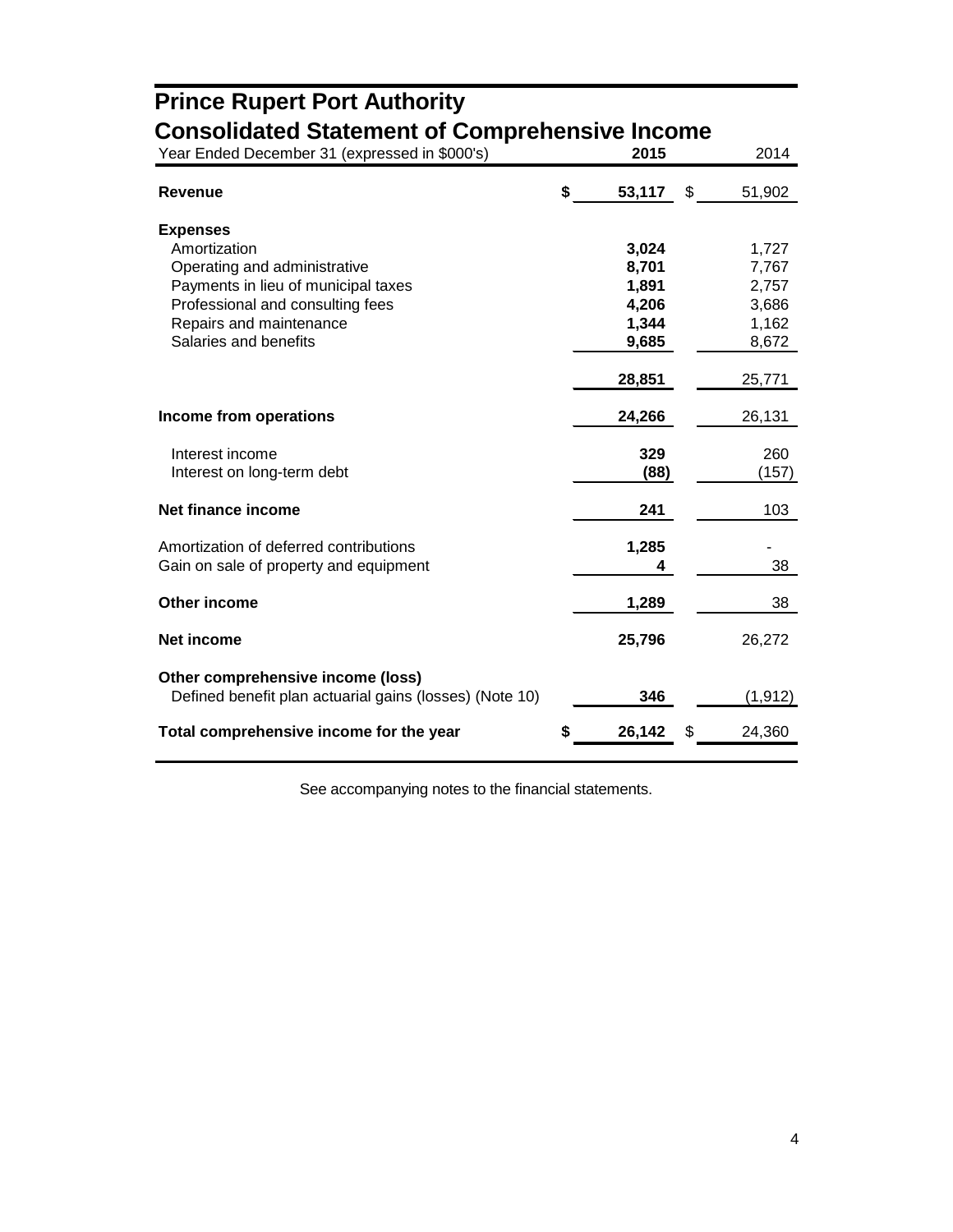# Prince Rupert Port Authority

## Consolidated Statement of Comprehensive Income

| Year Ended December 31 (expressed in $000's) | 2015 | 2014 |
|---|---|---|
| **Revenue** | **$ 53,117** | $ 51,902 |
| **Expenses** | | |
| Amortization | **3,024** | 1,727 |
| Operating and administrative | **8,701** | 7,767 |
| Payments in lieu of municipal taxes | **1,891** | 2,757 |
| Professional and consulting fees | **4,206** | 3,686 |
| Repairs and maintenance | **1,344** | 1,162 |
| Salaries and benefits | **9,685** | 8,672 |
| | **28,851** | 25,771 |
| **Income from operations** | **24,266** | 26,131 |
| Interest income | **329** | 260 |
| Interest on long-term debt | **(88)** | (157) |
| **Net finance income** | **241** | 103 |
| Amortization of deferred contributions | **1,285** | - |
| Gain on sale of property and equipment | **4** | 38 |
| **Other income** | **1,289** | 38 |
| **Net income** | **25,796** | 26,272 |
| **Other comprehensive income (loss)** | | |
| Defined benefit plan actuarial gains (losses) (Note 10) | **346** | (1,912) |
| **Total comprehensive income for the year** | **$ 26,142** | $ 24,360 |

See accompanying notes to the financial statements.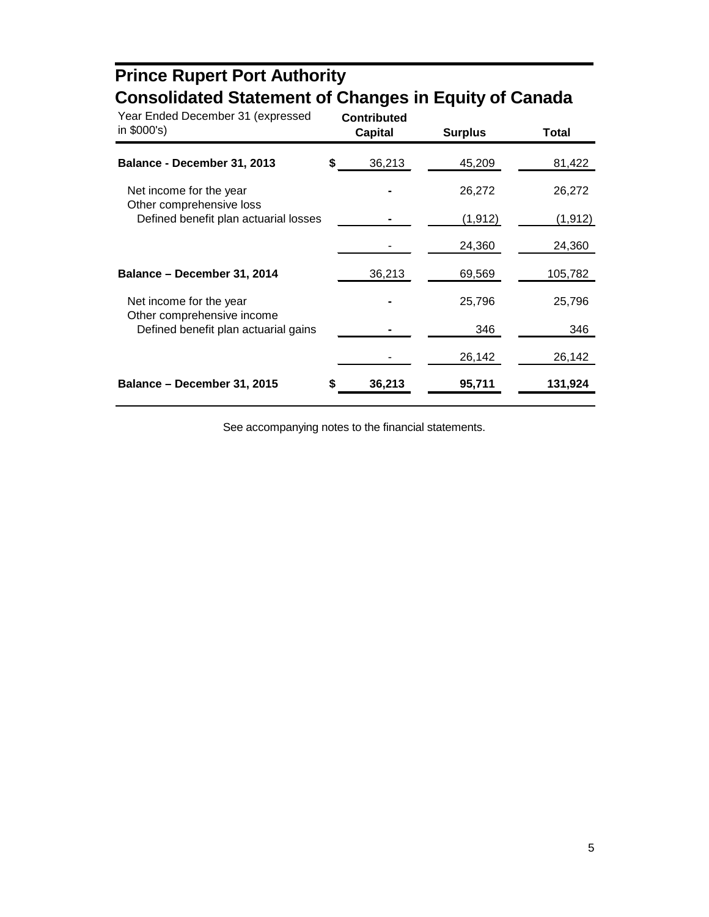# Prince Rupert Port Authority
## Consolidated Statement of Changes in Equity of Canada

| Year Ended December 31 (expressed in $000's) | Contributed Capital | Surplus | Total |
|---|---|---|---|
| **Balance - December 31, 2013** | $ 36,213 | 45,209 | 81,422 |
| Net income for the year | - | 26,272 | 26,272 |
| Other comprehensive loss | | | |
| Defined benefit plan actuarial losses | - | (1,912) | (1,912) |
| | - | 24,360 | 24,360 |
| **Balance – December 31, 2014** | 36,213 | 69,569 | 105,782 |
| Net income for the year | - | 25,796 | 25,796 |
| Other comprehensive income | | | |
| Defined benefit plan actuarial gains | - | 346 | 346 |
| | - | 26,142 | 26,142 |
| **Balance – December 31, 2015** | **$ 36,213** | **95,711** | **131,924** |

See accompanying notes to the financial statements.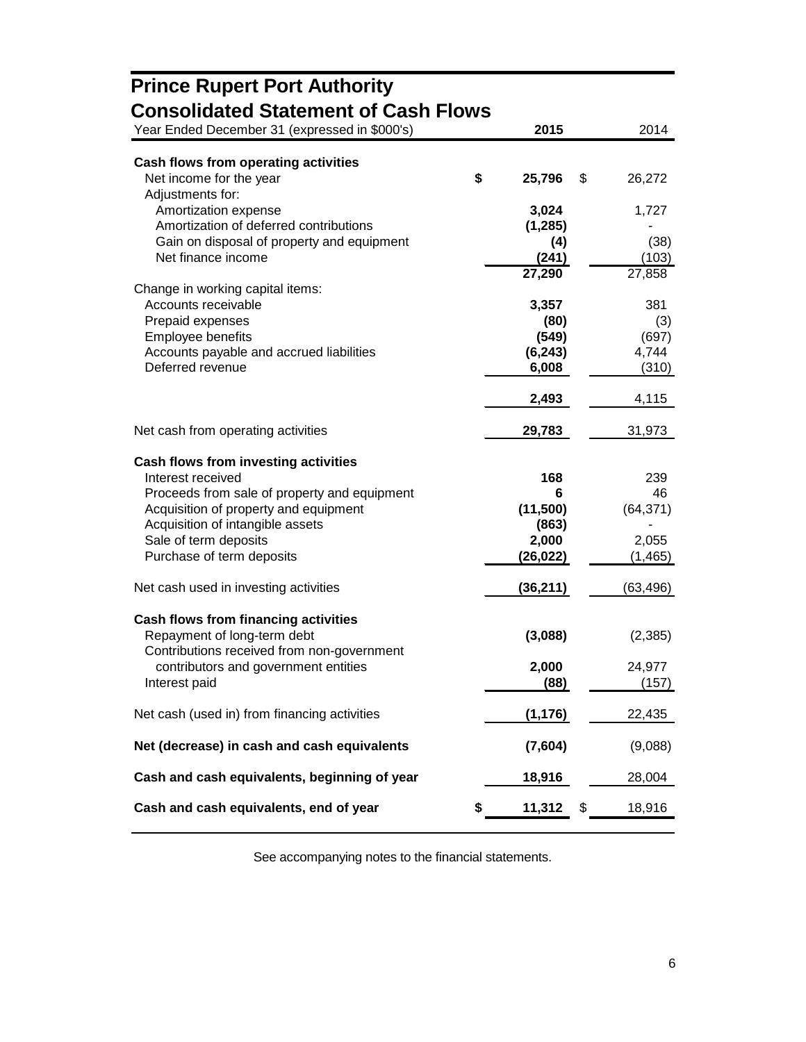# Prince Rupert Port Authority

## Consolidated Statement of Cash Flows

| Year Ended December 31 (expressed in $000's) | 2015 | 2014 |
|---|---|---|
| **Cash flows from operating activities** | | |
| Net income for the year | $ 25,796 | $ 26,272 |
| Adjustments for: | | |
| Amortization expense | 3,024 | 1,727 |
| Amortization of deferred contributions | (1,285) | - |
| Gain on disposal of property and equipment | (4) | (38) |
| Net finance income | (241) | (103) |
| | 27,290 | 27,858 |
| Change in working capital items: | | |
| Accounts receivable | 3,357 | 381 |
| Prepaid expenses | (80) | (3) |
| Employee benefits | (549) | (697) |
| Accounts payable and accrued liabilities | (6,243) | 4,744 |
| Deferred revenue | 6,008 | (310) |
| | 2,493 | 4,115 |
| Net cash from operating activities | 29,783 | 31,973 |
| **Cash flows from investing activities** | | |
| Interest received | 168 | 239 |
| Proceeds from sale of property and equipment | 6 | 46 |
| Acquisition of property and equipment | (11,500) | (64,371) |
| Acquisition of intangible assets | (863) | - |
| Sale of term deposits | 2,000 | 2,055 |
| Purchase of term deposits | (26,022) | (1,465) |
| Net cash used in investing activities | (36,211) | (63,496) |
| **Cash flows from financing activities** | | |
| Repayment of long-term debt | (3,088) | (2,385) |
| Contributions received from non-government contributors and government entities | 2,000 | 24,977 |
| Interest paid | (88) | (157) |
| Net cash (used in) from financing activities | (1,176) | 22,435 |
| **Net (decrease) in cash and cash equivalents** | (7,604) | (9,088) |
| **Cash and cash equivalents, beginning of year** | 18,916 | 28,004 |
| **Cash and cash equivalents, end of year** | $ 11,312 | $ 18,916 |

See accompanying notes to the financial statements.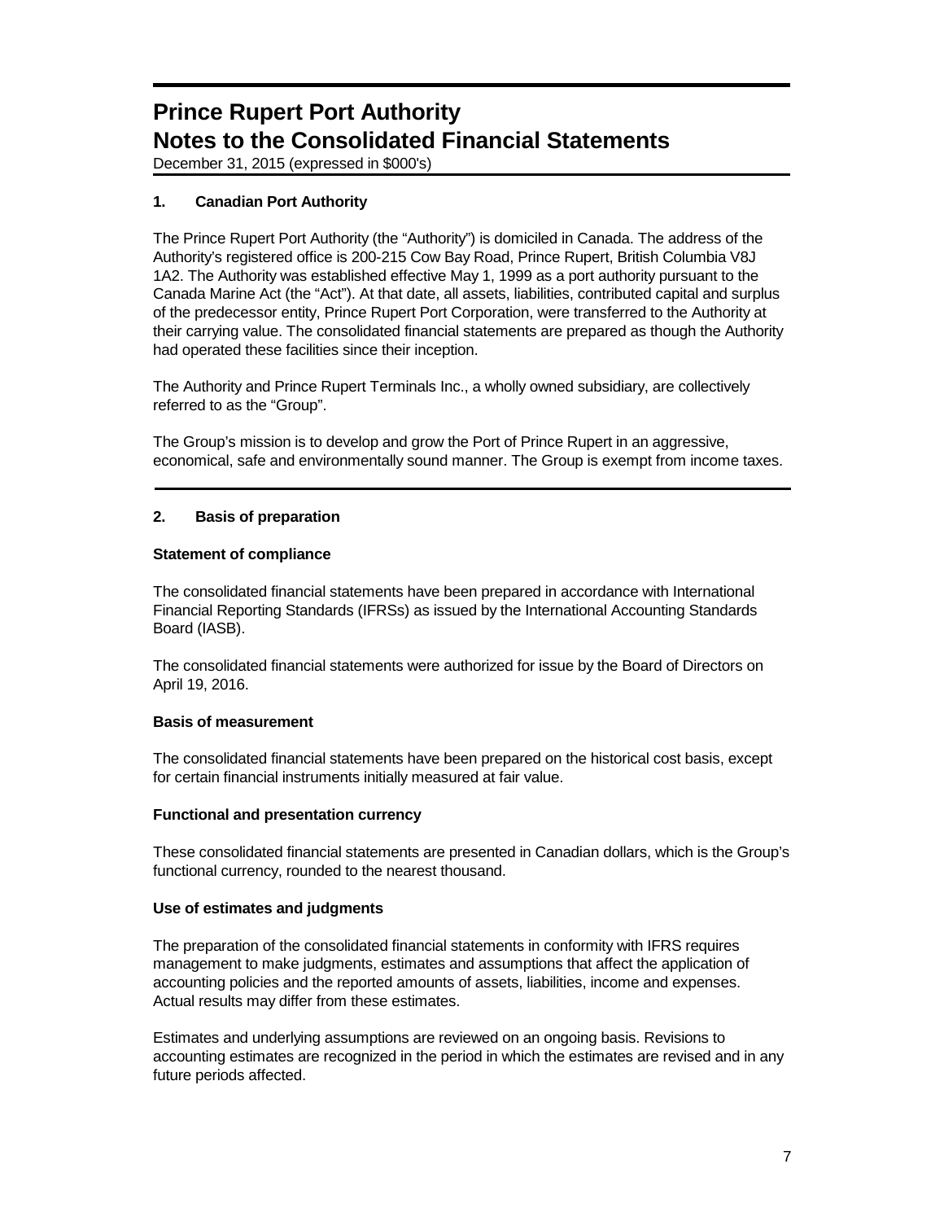# Prince Rupert Port Authority
# Notes to the Consolidated Financial Statements

December 31, 2015 (expressed in $000's)

## 1. Canadian Port Authority

The Prince Rupert Port Authority (the "Authority") is domiciled in Canada. The address of the Authority's registered office is 200-215 Cow Bay Road, Prince Rupert, British Columbia V8J 1A2. The Authority was established effective May 1, 1999 as a port authority pursuant to the Canada Marine Act (the "Act"). At that date, all assets, liabilities, contributed capital and surplus of the predecessor entity, Prince Rupert Port Corporation, were transferred to the Authority at their carrying value. The consolidated financial statements are prepared as though the Authority had operated these facilities since their inception.

The Authority and Prince Rupert Terminals Inc., a wholly owned subsidiary, are collectively referred to as the "Group".

The Group's mission is to develop and grow the Port of Prince Rupert in an aggressive, economical, safe and environmentally sound manner. The Group is exempt from income taxes.

## 2. Basis of preparation

### Statement of compliance

The consolidated financial statements have been prepared in accordance with International Financial Reporting Standards (IFRSs) as issued by the International Accounting Standards Board (IASB).

The consolidated financial statements were authorized for issue by the Board of Directors on April 19, 2016.

### Basis of measurement

The consolidated financial statements have been prepared on the historical cost basis, except for certain financial instruments initially measured at fair value.

### Functional and presentation currency

These consolidated financial statements are presented in Canadian dollars, which is the Group's functional currency, rounded to the nearest thousand.

### Use of estimates and judgments

The preparation of the consolidated financial statements in conformity with IFRS requires management to make judgments, estimates and assumptions that affect the application of accounting policies and the reported amounts of assets, liabilities, income and expenses. Actual results may differ from these estimates.

Estimates and underlying assumptions are reviewed on an ongoing basis. Revisions to accounting estimates are recognized in the period in which the estimates are revised and in any future periods affected.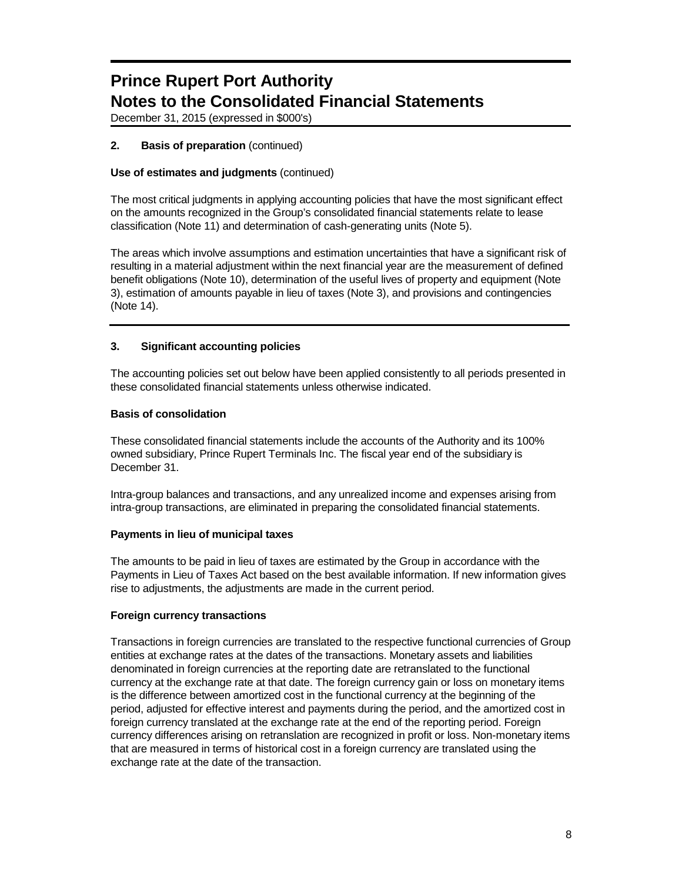## 2. Basis of preparation (continued)

**Use of estimates and judgments** (continued)

The most critical judgments in applying accounting policies that have the most significant effect on the amounts recognized in the Group's consolidated financial statements relate to lease classification (Note 11) and determination of cash-generating units (Note 5).

The areas which involve assumptions and estimation uncertainties that have a significant risk of resulting in a material adjustment within the next financial year are the measurement of defined benefit obligations (Note 10), determination of the useful lives of property and equipment (Note 3), estimation of amounts payable in lieu of taxes (Note 3), and provisions and contingencies (Note 14).

## 3. Significant accounting policies

The accounting policies set out below have been applied consistently to all periods presented in these consolidated financial statements unless otherwise indicated.

**Basis of consolidation**

These consolidated financial statements include the accounts of the Authority and its 100% owned subsidiary, Prince Rupert Terminals Inc. The fiscal year end of the subsidiary is December 31.

Intra-group balances and transactions, and any unrealized income and expenses arising from intra-group transactions, are eliminated in preparing the consolidated financial statements.

**Payments in lieu of municipal taxes**

The amounts to be paid in lieu of taxes are estimated by the Group in accordance with the Payments in Lieu of Taxes Act based on the best available information. If new information gives rise to adjustments, the adjustments are made in the current period.

**Foreign currency transactions**

Transactions in foreign currencies are translated to the respective functional currencies of Group entities at exchange rates at the dates of the transactions. Monetary assets and liabilities denominated in foreign currencies at the reporting date are retranslated to the functional currency at the exchange rate at that date. The foreign currency gain or loss on monetary items is the difference between amortized cost in the functional currency at the beginning of the period, adjusted for effective interest and payments during the period, and the amortized cost in foreign currency translated at the exchange rate at the end of the reporting period. Foreign currency differences arising on retranslation are recognized in profit or loss. Non-monetary items that are measured in terms of historical cost in a foreign currency are translated using the exchange rate at the date of the transaction.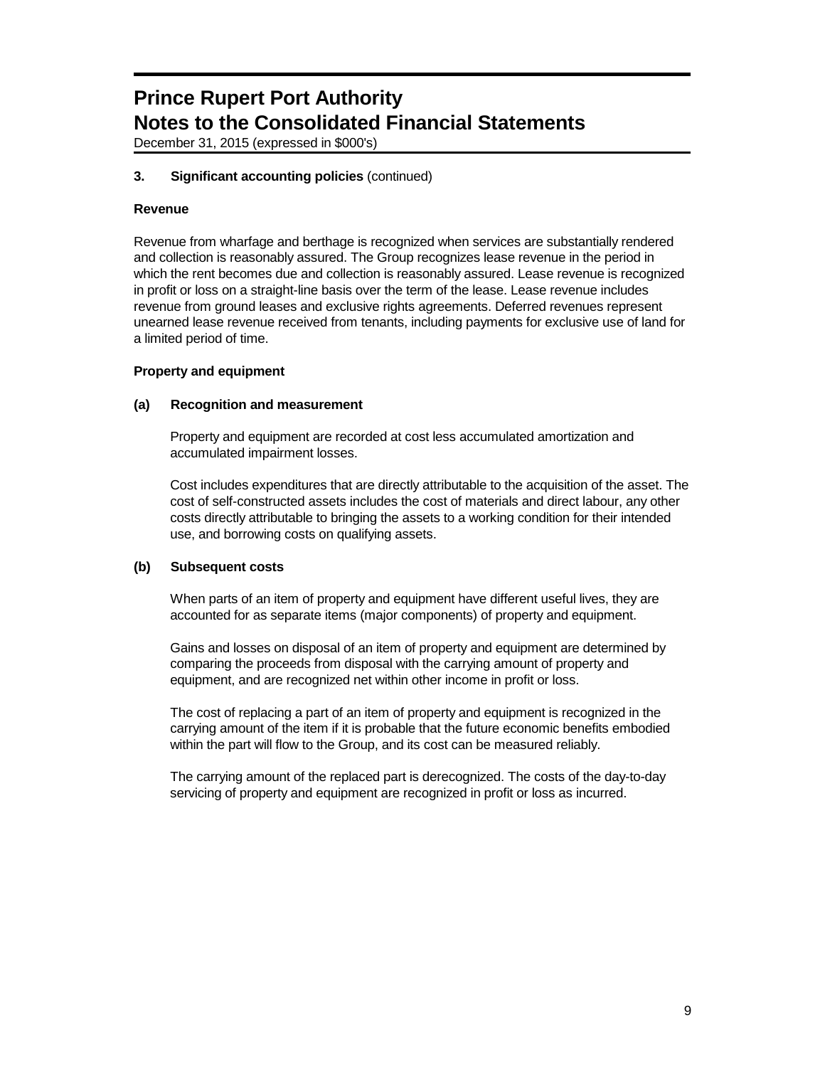**3. Significant accounting policies** (continued)

**Revenue**

Revenue from wharfage and berthage is recognized when services are substantially rendered and collection is reasonably assured. The Group recognizes lease revenue in the period in which the rent becomes due and collection is reasonably assured. Lease revenue is recognized in profit or loss on a straight-line basis over the term of the lease. Lease revenue includes revenue from ground leases and exclusive rights agreements. Deferred revenues represent unearned lease revenue received from tenants, including payments for exclusive use of land for a limited period of time.

**Property and equipment**

**(a) Recognition and measurement**

Property and equipment are recorded at cost less accumulated amortization and accumulated impairment losses.

Cost includes expenditures that are directly attributable to the acquisition of the asset. The cost of self-constructed assets includes the cost of materials and direct labour, any other costs directly attributable to bringing the assets to a working condition for their intended use, and borrowing costs on qualifying assets.

**(b) Subsequent costs**

When parts of an item of property and equipment have different useful lives, they are accounted for as separate items (major components) of property and equipment.

Gains and losses on disposal of an item of property and equipment are determined by comparing the proceeds from disposal with the carrying amount of property and equipment, and are recognized net within other income in profit or loss.

The cost of replacing a part of an item of property and equipment is recognized in the carrying amount of the item if it is probable that the future economic benefits embodied within the part will flow to the Group, and its cost can be measured reliably.

The carrying amount of the replaced part is derecognized. The costs of the day-to-day servicing of property and equipment are recognized in profit or loss as incurred.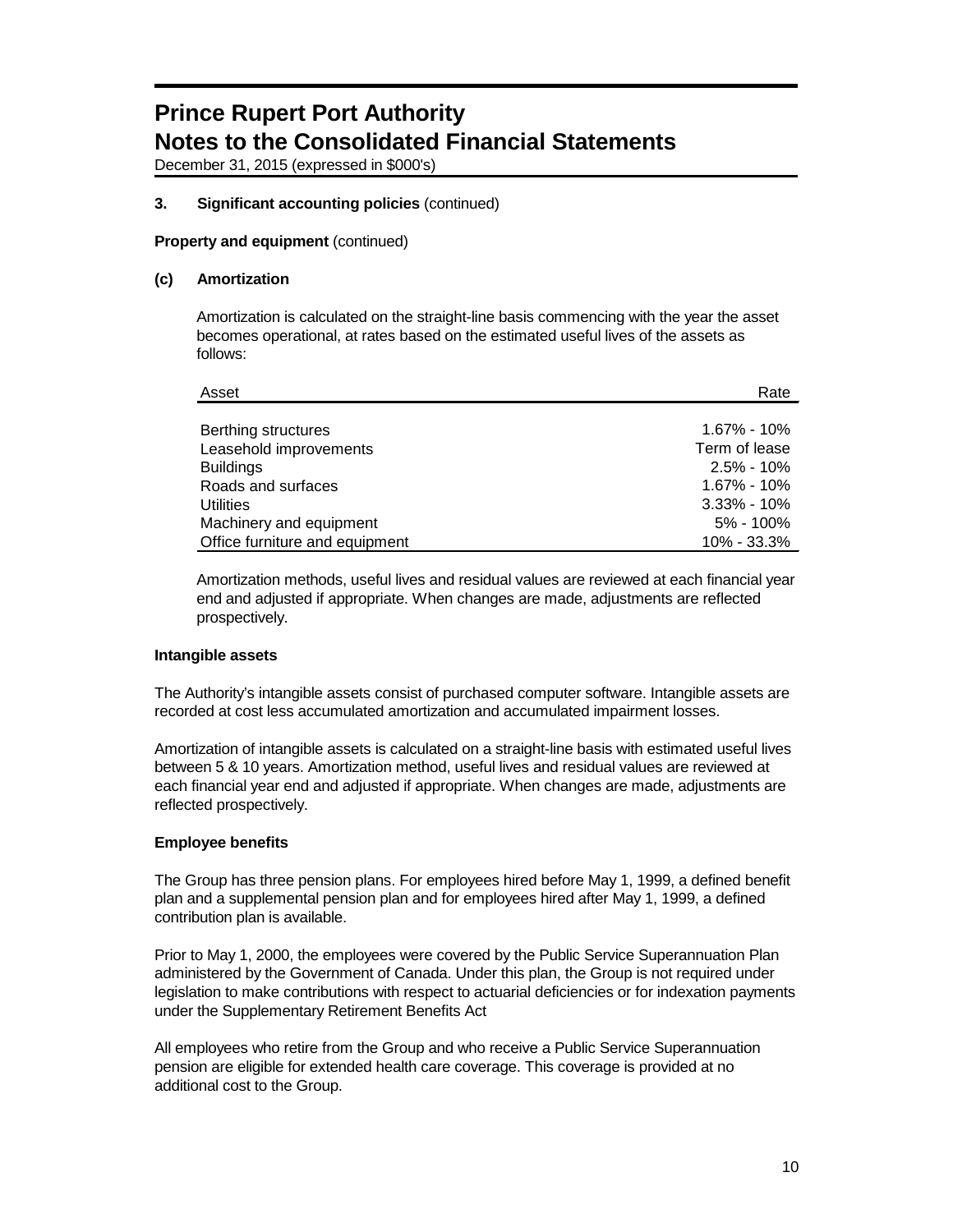# Prince Rupert Port Authority
# Notes to the Consolidated Financial Statements

December 31, 2015 (expressed in $000's)

**3. Significant accounting policies** (continued)

**Property and equipment** (continued)

**(c) Amortization**

Amortization is calculated on the straight-line basis commencing with the year the asset becomes operational, at rates based on the estimated useful lives of the assets as follows:

| Asset | Rate |
|---|---|
| Berthing structures | 1.67% - 10% |
| Leasehold improvements | Term of lease |
| Buildings | 2.5% - 10% |
| Roads and surfaces | 1.67% - 10% |
| Utilities | 3.33% - 10% |
| Machinery and equipment | 5% - 100% |
| Office furniture and equipment | 10% - 33.3% |

Amortization methods, useful lives and residual values are reviewed at each financial year end and adjusted if appropriate. When changes are made, adjustments are reflected prospectively.

**Intangible assets**

The Authority's intangible assets consist of purchased computer software. Intangible assets are recorded at cost less accumulated amortization and accumulated impairment losses.

Amortization of intangible assets is calculated on a straight-line basis with estimated useful lives between 5 & 10 years. Amortization method, useful lives and residual values are reviewed at each financial year end and adjusted if appropriate. When changes are made, adjustments are reflected prospectively.

**Employee benefits**

The Group has three pension plans. For employees hired before May 1, 1999, a defined benefit plan and a supplemental pension plan and for employees hired after May 1, 1999, a defined contribution plan is available.

Prior to May 1, 2000, the employees were covered by the Public Service Superannuation Plan administered by the Government of Canada. Under this plan, the Group is not required under legislation to make contributions with respect to actuarial deficiencies or for indexation payments under the Supplementary Retirement Benefits Act

All employees who retire from the Group and who receive a Public Service Superannuation pension are eligible for extended health care coverage. This coverage is provided at no additional cost to the Group.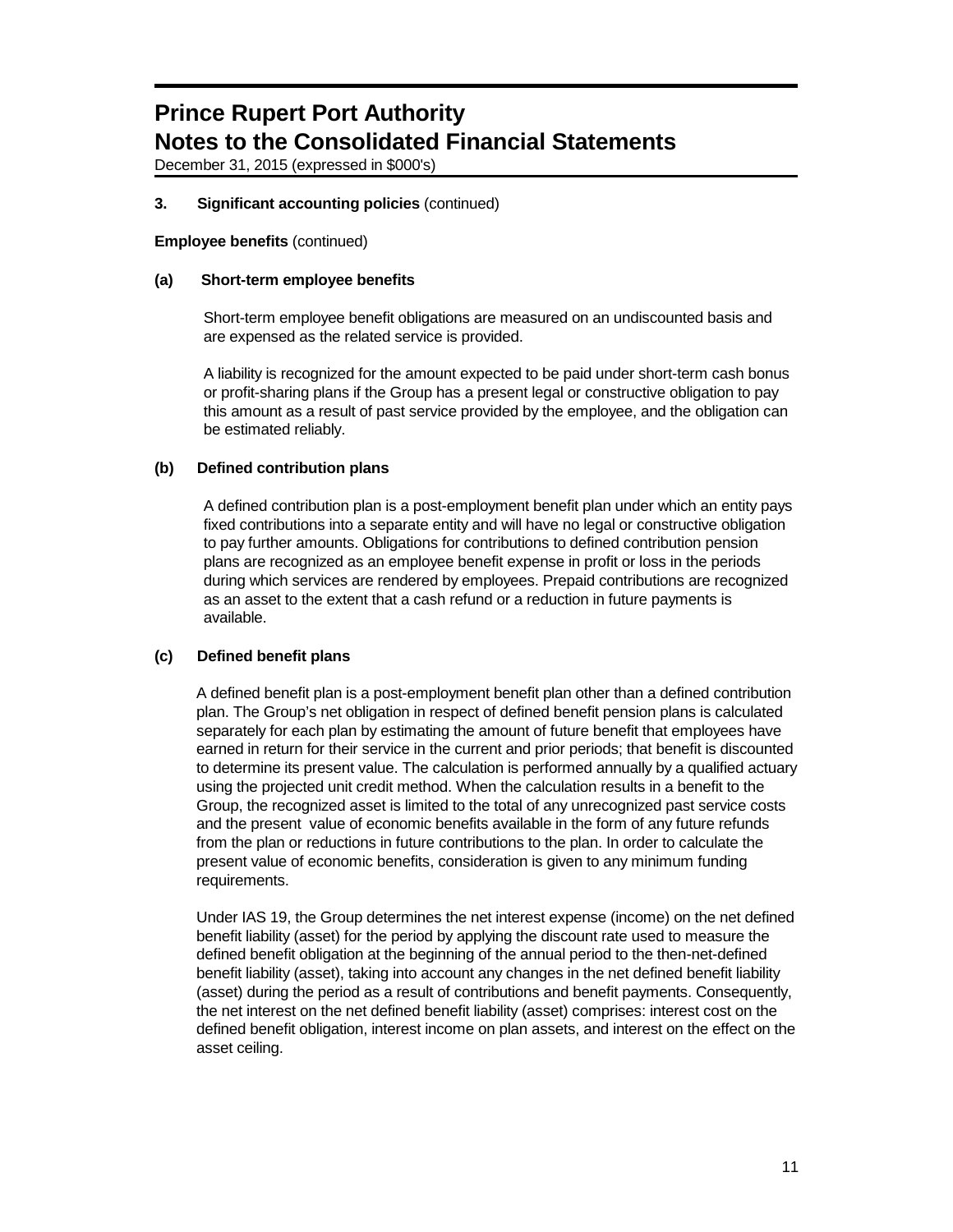# Prince Rupert Port Authority
# Notes to the Consolidated Financial Statements

December 31, 2015 (expressed in $000's)

**3. Significant accounting policies** (continued)

**Employee benefits** (continued)

**(a) Short-term employee benefits**

Short-term employee benefit obligations are measured on an undiscounted basis and are expensed as the related service is provided.

A liability is recognized for the amount expected to be paid under short-term cash bonus or profit-sharing plans if the Group has a present legal or constructive obligation to pay this amount as a result of past service provided by the employee, and the obligation can be estimated reliably.

**(b) Defined contribution plans**

A defined contribution plan is a post-employment benefit plan under which an entity pays fixed contributions into a separate entity and will have no legal or constructive obligation to pay further amounts. Obligations for contributions to defined contribution pension plans are recognized as an employee benefit expense in profit or loss in the periods during which services are rendered by employees. Prepaid contributions are recognized as an asset to the extent that a cash refund or a reduction in future payments is available.

**(c) Defined benefit plans**

A defined benefit plan is a post-employment benefit plan other than a defined contribution plan. The Group's net obligation in respect of defined benefit pension plans is calculated separately for each plan by estimating the amount of future benefit that employees have earned in return for their service in the current and prior periods; that benefit is discounted to determine its present value. The calculation is performed annually by a qualified actuary using the projected unit credit method. When the calculation results in a benefit to the Group, the recognized asset is limited to the total of any unrecognized past service costs and the present value of economic benefits available in the form of any future refunds from the plan or reductions in future contributions to the plan. In order to calculate the present value of economic benefits, consideration is given to any minimum funding requirements.

Under IAS 19, the Group determines the net interest expense (income) on the net defined benefit liability (asset) for the period by applying the discount rate used to measure the defined benefit obligation at the beginning of the annual period to the then-net-defined benefit liability (asset), taking into account any changes in the net defined benefit liability (asset) during the period as a result of contributions and benefit payments. Consequently, the net interest on the net defined benefit liability (asset) comprises: interest cost on the defined benefit obligation, interest income on plan assets, and interest on the effect on the asset ceiling.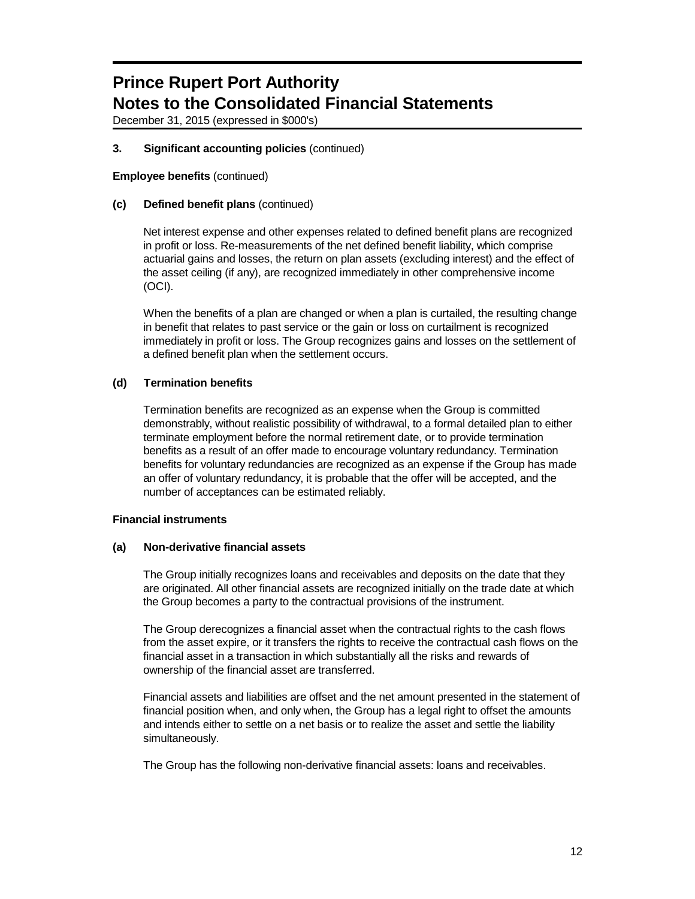# Prince Rupert Port Authority
# Notes to the Consolidated Financial Statements

December 31, 2015 (expressed in $000's)

**3. Significant accounting policies** (continued)

**Employee benefits** (continued)

**(c) Defined benefit plans** (continued)

Net interest expense and other expenses related to defined benefit plans are recognized in profit or loss. Re-measurements of the net defined benefit liability, which comprise actuarial gains and losses, the return on plan assets (excluding interest) and the effect of the asset ceiling (if any), are recognized immediately in other comprehensive income (OCI).

When the benefits of a plan are changed or when a plan is curtailed, the resulting change in benefit that relates to past service or the gain or loss on curtailment is recognized immediately in profit or loss. The Group recognizes gains and losses on the settlement of a defined benefit plan when the settlement occurs.

**(d) Termination benefits**

Termination benefits are recognized as an expense when the Group is committed demonstrably, without realistic possibility of withdrawal, to a formal detailed plan to either terminate employment before the normal retirement date, or to provide termination benefits as a result of an offer made to encourage voluntary redundancy. Termination benefits for voluntary redundancies are recognized as an expense if the Group has made an offer of voluntary redundancy, it is probable that the offer will be accepted, and the number of acceptances can be estimated reliably.

**Financial instruments**

**(a) Non-derivative financial assets**

The Group initially recognizes loans and receivables and deposits on the date that they are originated. All other financial assets are recognized initially on the trade date at which the Group becomes a party to the contractual provisions of the instrument.

The Group derecognizes a financial asset when the contractual rights to the cash flows from the asset expire, or it transfers the rights to receive the contractual cash flows on the financial asset in a transaction in which substantially all the risks and rewards of ownership of the financial asset are transferred.

Financial assets and liabilities are offset and the net amount presented in the statement of financial position when, and only when, the Group has a legal right to offset the amounts and intends either to settle on a net basis or to realize the asset and settle the liability simultaneously.

The Group has the following non-derivative financial assets: loans and receivables.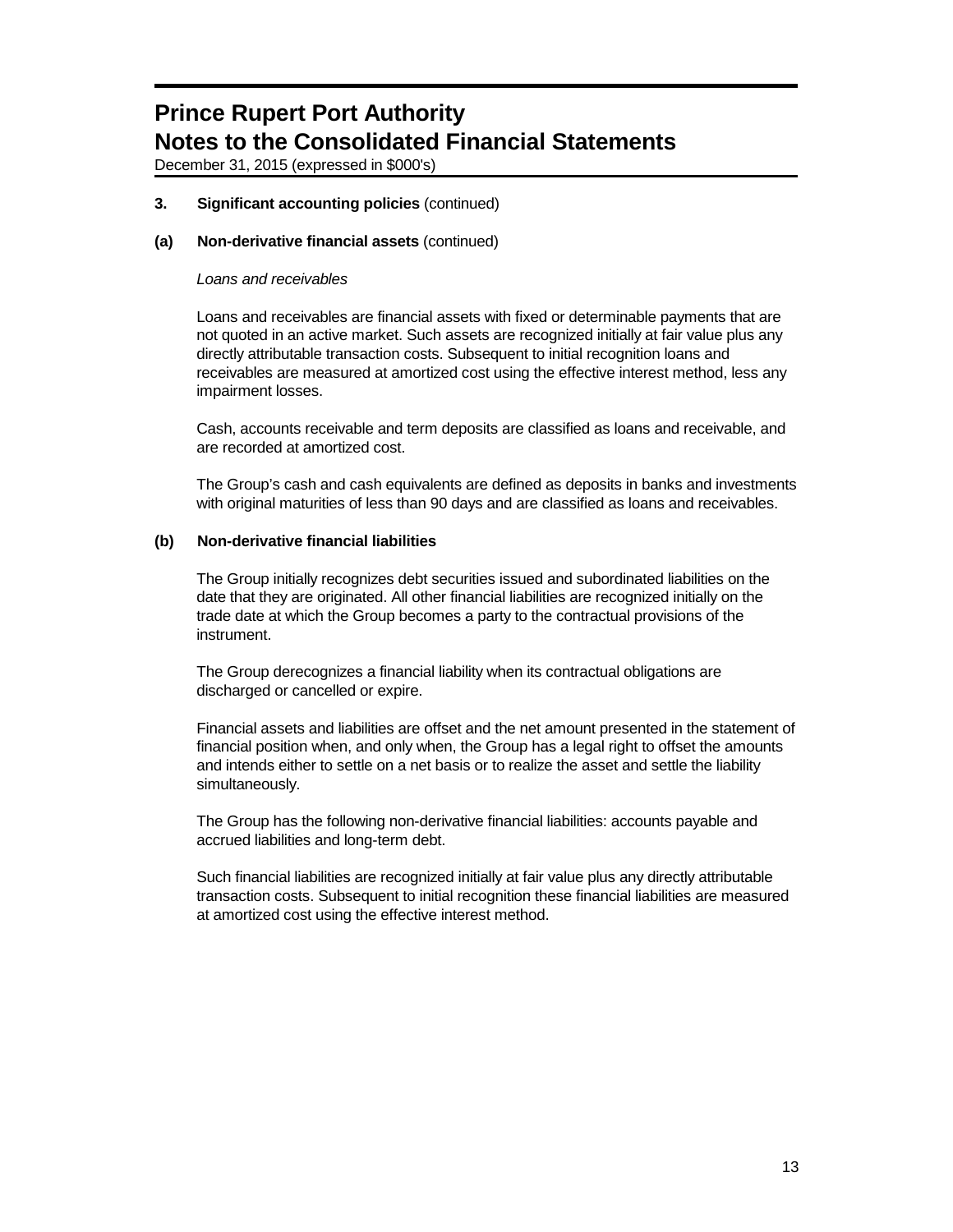### 3. **Significant accounting policies** (continued)

#### (a) **Non-derivative financial assets** (continued)

*Loans and receivables*

Loans and receivables are financial assets with fixed or determinable payments that are not quoted in an active market. Such assets are recognized initially at fair value plus any directly attributable transaction costs. Subsequent to initial recognition loans and receivables are measured at amortized cost using the effective interest method, less any impairment losses.

Cash, accounts receivable and term deposits are classified as loans and receivable, and are recorded at amortized cost.

The Group's cash and cash equivalents are defined as deposits in banks and investments with original maturities of less than 90 days and are classified as loans and receivables.

#### (b) **Non-derivative financial liabilities**

The Group initially recognizes debt securities issued and subordinated liabilities on the date that they are originated. All other financial liabilities are recognized initially on the trade date at which the Group becomes a party to the contractual provisions of the instrument.

The Group derecognizes a financial liability when its contractual obligations are discharged or cancelled or expire.

Financial assets and liabilities are offset and the net amount presented in the statement of financial position when, and only when, the Group has a legal right to offset the amounts and intends either to settle on a net basis or to realize the asset and settle the liability simultaneously.

The Group has the following non-derivative financial liabilities: accounts payable and accrued liabilities and long-term debt.

Such financial liabilities are recognized initially at fair value plus any directly attributable transaction costs. Subsequent to initial recognition these financial liabilities are measured at amortized cost using the effective interest method.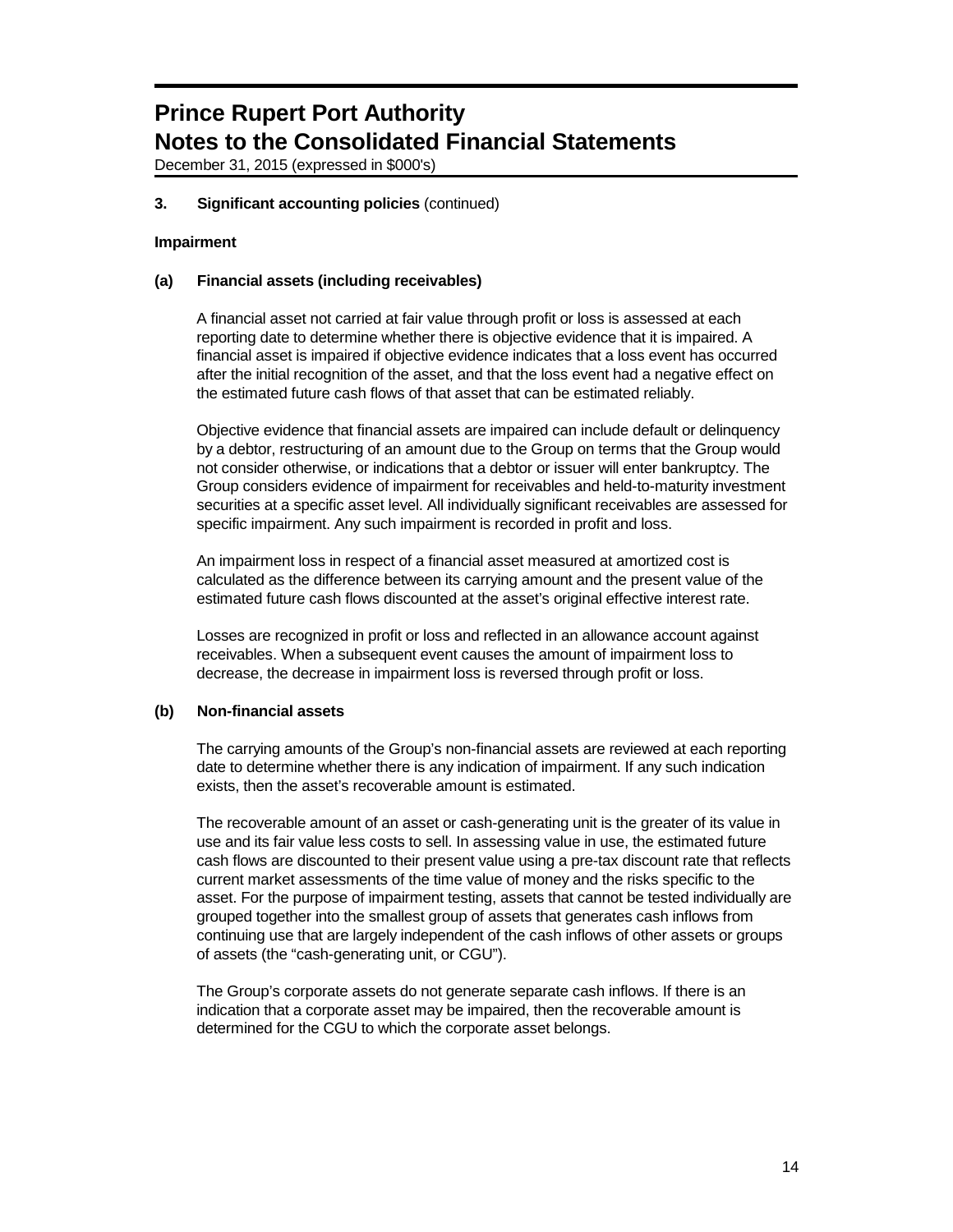## 3. Significant accounting policies (continued)

### Impairment

#### (a) Financial assets (including receivables)

A financial asset not carried at fair value through profit or loss is assessed at each reporting date to determine whether there is objective evidence that it is impaired. A financial asset is impaired if objective evidence indicates that a loss event has occurred after the initial recognition of the asset, and that the loss event had a negative effect on the estimated future cash flows of that asset that can be estimated reliably.

Objective evidence that financial assets are impaired can include default or delinquency by a debtor, restructuring of an amount due to the Group on terms that the Group would not consider otherwise, or indications that a debtor or issuer will enter bankruptcy. The Group considers evidence of impairment for receivables and held-to-maturity investment securities at a specific asset level. All individually significant receivables are assessed for specific impairment. Any such impairment is recorded in profit and loss.

An impairment loss in respect of a financial asset measured at amortized cost is calculated as the difference between its carrying amount and the present value of the estimated future cash flows discounted at the asset's original effective interest rate.

Losses are recognized in profit or loss and reflected in an allowance account against receivables. When a subsequent event causes the amount of impairment loss to decrease, the decrease in impairment loss is reversed through profit or loss.

#### (b) Non-financial assets

The carrying amounts of the Group's non-financial assets are reviewed at each reporting date to determine whether there is any indication of impairment. If any such indication exists, then the asset's recoverable amount is estimated.

The recoverable amount of an asset or cash-generating unit is the greater of its value in use and its fair value less costs to sell. In assessing value in use, the estimated future cash flows are discounted to their present value using a pre-tax discount rate that reflects current market assessments of the time value of money and the risks specific to the asset. For the purpose of impairment testing, assets that cannot be tested individually are grouped together into the smallest group of assets that generates cash inflows from continuing use that are largely independent of the cash inflows of other assets or groups of assets (the "cash-generating unit, or CGU").

The Group's corporate assets do not generate separate cash inflows. If there is an indication that a corporate asset may be impaired, then the recoverable amount is determined for the CGU to which the corporate asset belongs.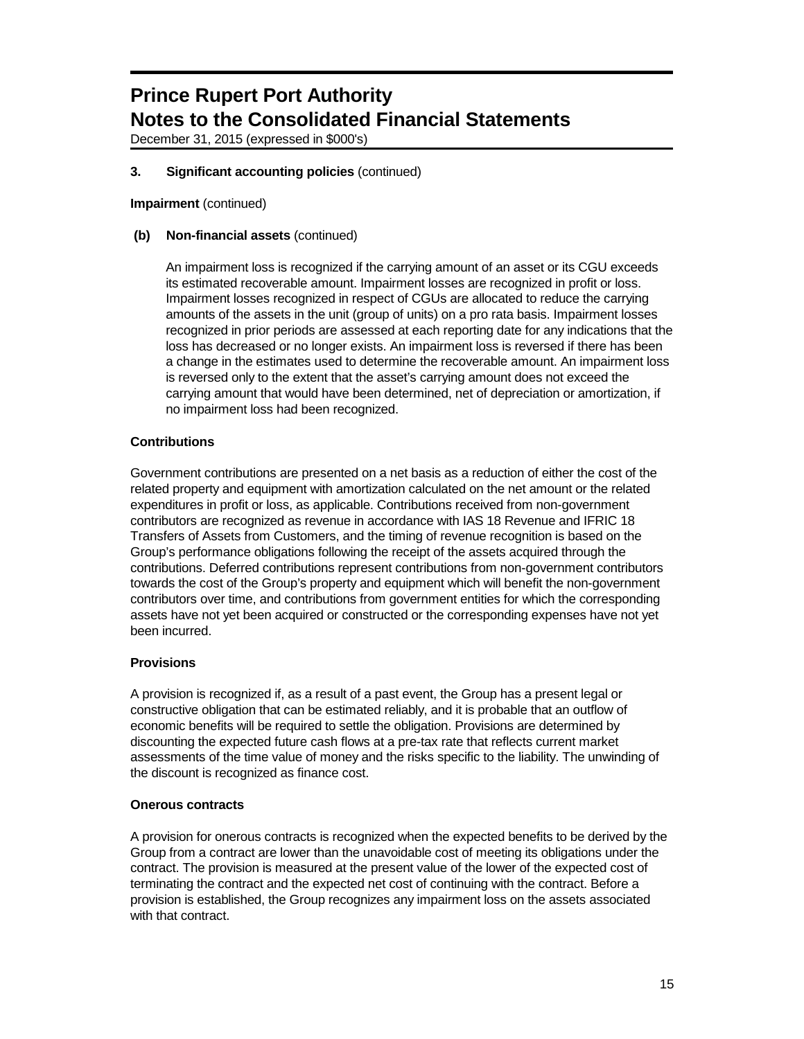# Prince Rupert Port Authority
# Notes to the Consolidated Financial Statements

December 31, 2015 (expressed in $000's)

## 3. Significant accounting policies (continued)

**Impairment** (continued)

**(b) Non-financial assets** (continued)

An impairment loss is recognized if the carrying amount of an asset or its CGU exceeds its estimated recoverable amount. Impairment losses are recognized in profit or loss. Impairment losses recognized in respect of CGUs are allocated to reduce the carrying amounts of the assets in the unit (group of units) on a pro rata basis. Impairment losses recognized in prior periods are assessed at each reporting date for any indications that the loss has decreased or no longer exists. An impairment loss is reversed if there has been a change in the estimates used to determine the recoverable amount. An impairment loss is reversed only to the extent that the asset's carrying amount does not exceed the carrying amount that would have been determined, net of depreciation or amortization, if no impairment loss had been recognized.

**Contributions**

Government contributions are presented on a net basis as a reduction of either the cost of the related property and equipment with amortization calculated on the net amount or the related expenditures in profit or loss, as applicable. Contributions received from non-government contributors are recognized as revenue in accordance with IAS 18 Revenue and IFRIC 18 Transfers of Assets from Customers, and the timing of revenue recognition is based on the Group's performance obligations following the receipt of the assets acquired through the contributions. Deferred contributions represent contributions from non-government contributors towards the cost of the Group's property and equipment which will benefit the non-government contributors over time, and contributions from government entities for which the corresponding assets have not yet been acquired or constructed or the corresponding expenses have not yet been incurred.

**Provisions**

A provision is recognized if, as a result of a past event, the Group has a present legal or constructive obligation that can be estimated reliably, and it is probable that an outflow of economic benefits will be required to settle the obligation. Provisions are determined by discounting the expected future cash flows at a pre-tax rate that reflects current market assessments of the time value of money and the risks specific to the liability. The unwinding of the discount is recognized as finance cost.

**Onerous contracts**

A provision for onerous contracts is recognized when the expected benefits to be derived by the Group from a contract are lower than the unavoidable cost of meeting its obligations under the contract. The provision is measured at the present value of the lower of the expected cost of terminating the contract and the expected net cost of continuing with the contract. Before a provision is established, the Group recognizes any impairment loss on the assets associated with that contract.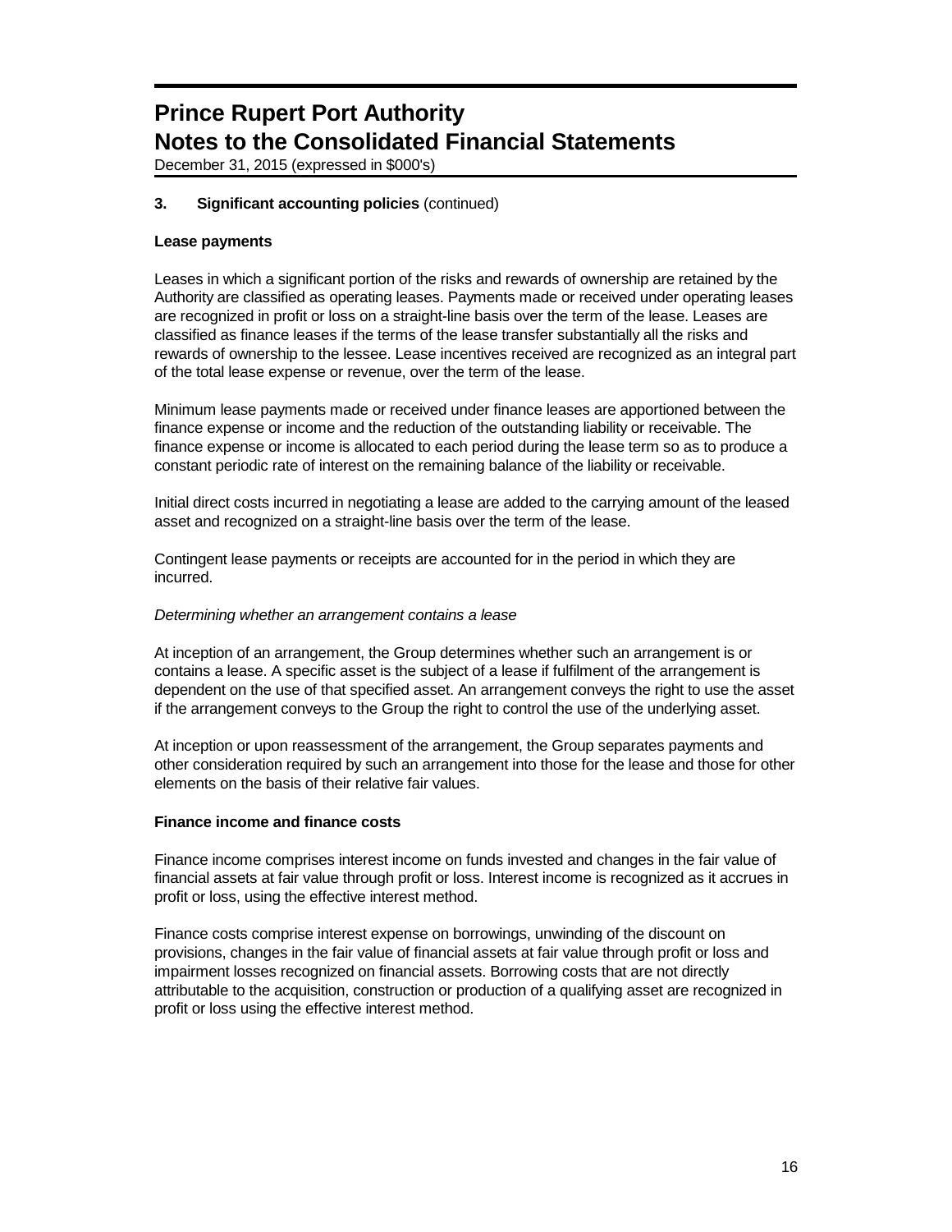# Prince Rupert Port Authority
# Notes to the Consolidated Financial Statements

December 31, 2015 (expressed in $000's)

### 3. Significant accounting policies (continued)

**Lease payments**

Leases in which a significant portion of the risks and rewards of ownership are retained by the Authority are classified as operating leases. Payments made or received under operating leases are recognized in profit or loss on a straight-line basis over the term of the lease. Leases are classified as finance leases if the terms of the lease transfer substantially all the risks and rewards of ownership to the lessee. Lease incentives received are recognized as an integral part of the total lease expense or revenue, over the term of the lease.

Minimum lease payments made or received under finance leases are apportioned between the finance expense or income and the reduction of the outstanding liability or receivable. The finance expense or income is allocated to each period during the lease term so as to produce a constant periodic rate of interest on the remaining balance of the liability or receivable.

Initial direct costs incurred in negotiating a lease are added to the carrying amount of the leased asset and recognized on a straight-line basis over the term of the lease.

Contingent lease payments or receipts are accounted for in the period in which they are incurred.

*Determining whether an arrangement contains a lease*

At inception of an arrangement, the Group determines whether such an arrangement is or contains a lease. A specific asset is the subject of a lease if fulfilment of the arrangement is dependent on the use of that specified asset. An arrangement conveys the right to use the asset if the arrangement conveys to the Group the right to control the use of the underlying asset.

At inception or upon reassessment of the arrangement, the Group separates payments and other consideration required by such an arrangement into those for the lease and those for other elements on the basis of their relative fair values.

**Finance income and finance costs**

Finance income comprises interest income on funds invested and changes in the fair value of financial assets at fair value through profit or loss. Interest income is recognized as it accrues in profit or loss, using the effective interest method.

Finance costs comprise interest expense on borrowings, unwinding of the discount on provisions, changes in the fair value of financial assets at fair value through profit or loss and impairment losses recognized on financial assets. Borrowing costs that are not directly attributable to the acquisition, construction or production of a qualifying asset are recognized in profit or loss using the effective interest method.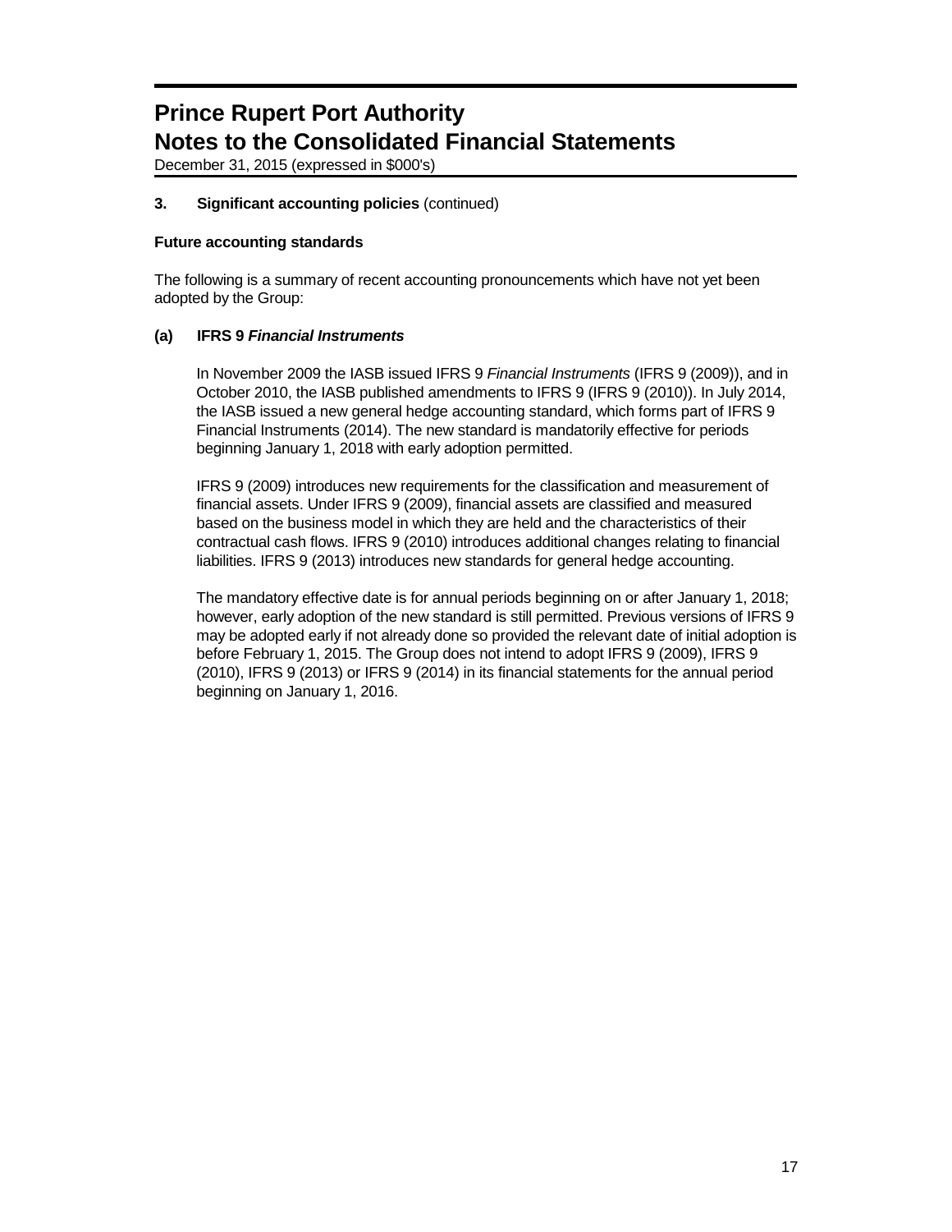# Prince Rupert Port Authority
# Notes to the Consolidated Financial Statements

December 31, 2015 (expressed in $000's)

**3. Significant accounting policies** (continued)

**Future accounting standards**

The following is a summary of recent accounting pronouncements which have not yet been adopted by the Group:

**(a) IFRS 9 *Financial Instruments***

In November 2009 the IASB issued IFRS 9 *Financial Instruments* (IFRS 9 (2009)), and in October 2010, the IASB published amendments to IFRS 9 (IFRS 9 (2010)). In July 2014, the IASB issued a new general hedge accounting standard, which forms part of IFRS 9 Financial Instruments (2014). The new standard is mandatorily effective for periods beginning January 1, 2018 with early adoption permitted.

IFRS 9 (2009) introduces new requirements for the classification and measurement of financial assets. Under IFRS 9 (2009), financial assets are classified and measured based on the business model in which they are held and the characteristics of their contractual cash flows. IFRS 9 (2010) introduces additional changes relating to financial liabilities. IFRS 9 (2013) introduces new standards for general hedge accounting.

The mandatory effective date is for annual periods beginning on or after January 1, 2018; however, early adoption of the new standard is still permitted. Previous versions of IFRS 9 may be adopted early if not already done so provided the relevant date of initial adoption is before February 1, 2015. The Group does not intend to adopt IFRS 9 (2009), IFRS 9 (2010), IFRS 9 (2013) or IFRS 9 (2014) in its financial statements for the annual period beginning on January 1, 2016.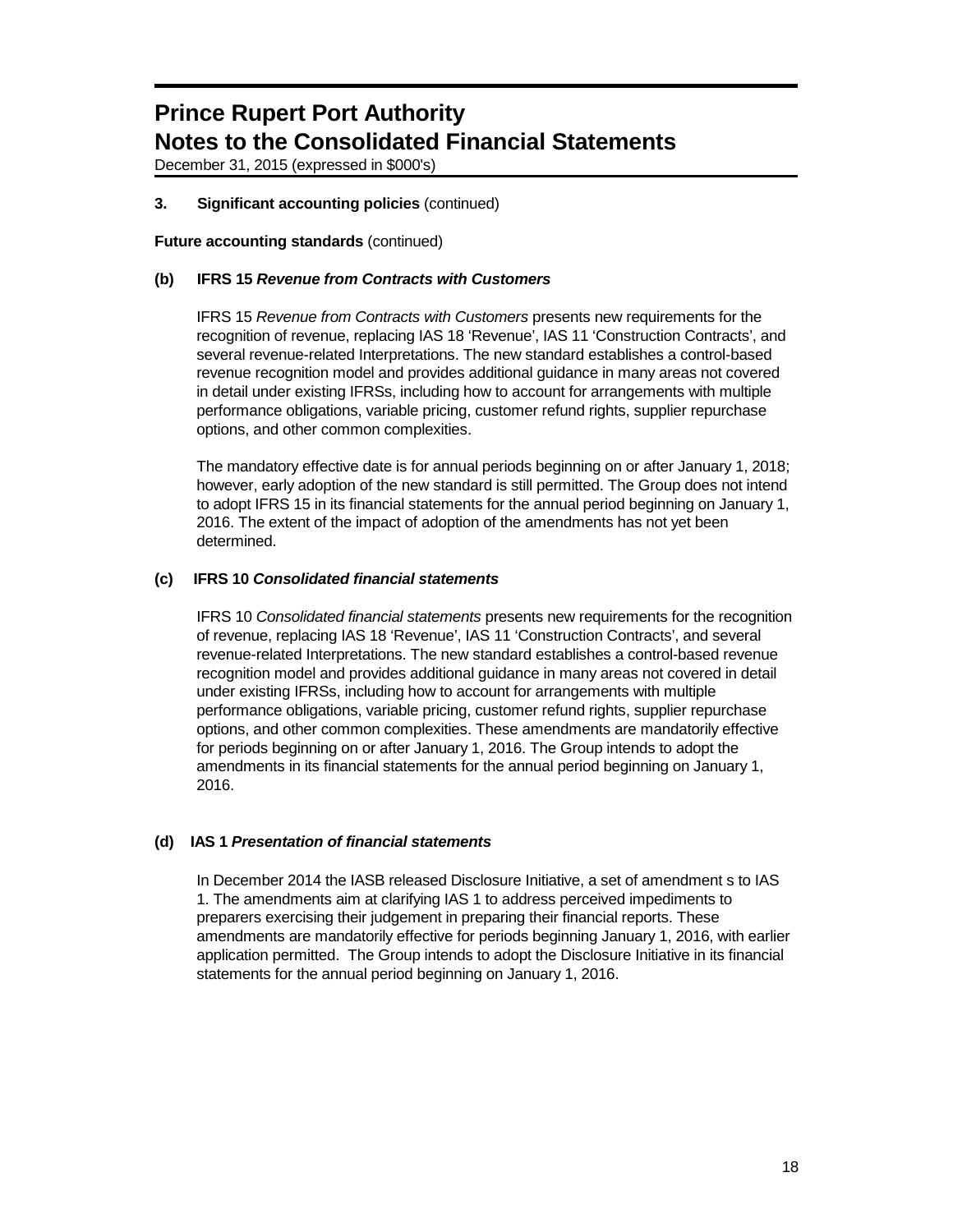# Prince Rupert Port Authority
# Notes to the Consolidated Financial Statements

December 31, 2015 (expressed in $000's)

**3. Significant accounting policies** (continued)

**Future accounting standards** (continued)

**(b) IFRS 15 *Revenue from Contracts with Customers***

IFRS 15 *Revenue from Contracts with Customers* presents new requirements for the recognition of revenue, replacing IAS 18 'Revenue', IAS 11 'Construction Contracts', and several revenue-related Interpretations. The new standard establishes a control-based revenue recognition model and provides additional guidance in many areas not covered in detail under existing IFRSs, including how to account for arrangements with multiple performance obligations, variable pricing, customer refund rights, supplier repurchase options, and other common complexities.

The mandatory effective date is for annual periods beginning on or after January 1, 2018; however, early adoption of the new standard is still permitted. The Group does not intend to adopt IFRS 15 in its financial statements for the annual period beginning on January 1, 2016. The extent of the impact of adoption of the amendments has not yet been determined.

**(c) IFRS 10 *Consolidated financial statements***

IFRS 10 *Consolidated financial statements* presents new requirements for the recognition of revenue, replacing IAS 18 'Revenue', IAS 11 'Construction Contracts', and several revenue-related Interpretations. The new standard establishes a control-based revenue recognition model and provides additional guidance in many areas not covered in detail under existing IFRSs, including how to account for arrangements with multiple performance obligations, variable pricing, customer refund rights, supplier repurchase options, and other common complexities. These amendments are mandatorily effective for periods beginning on or after January 1, 2016. The Group intends to adopt the amendments in its financial statements for the annual period beginning on January 1, 2016.

**(d) IAS 1 *Presentation of financial statements***

In December 2014 the IASB released Disclosure Initiative, a set of amendment s to IAS 1. The amendments aim at clarifying IAS 1 to address perceived impediments to preparers exercising their judgement in preparing their financial reports. These amendments are mandatorily effective for periods beginning January 1, 2016, with earlier application permitted. The Group intends to adopt the Disclosure Initiative in its financial statements for the annual period beginning on January 1, 2016.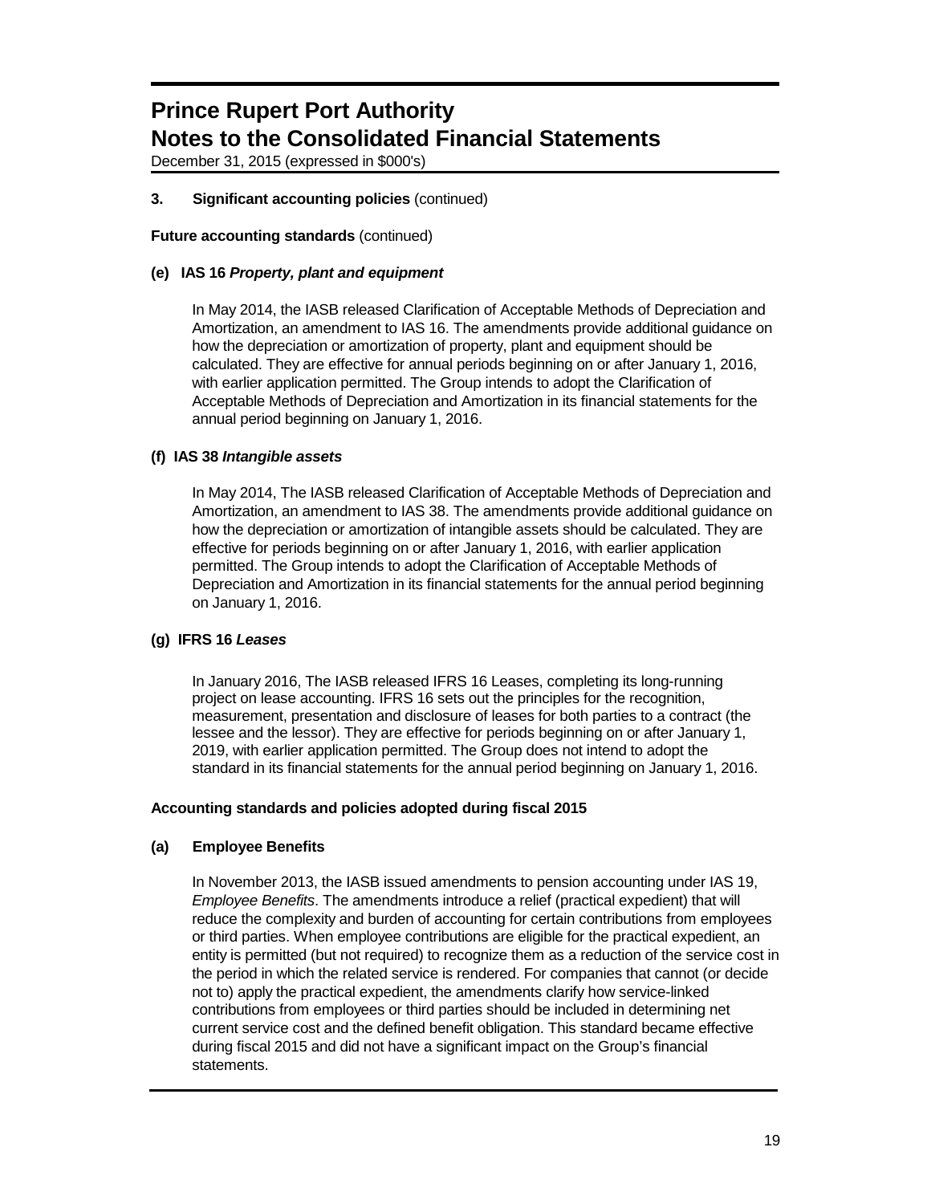# Prince Rupert Port Authority
# Notes to the Consolidated Financial Statements

December 31, 2015 (expressed in $000's)

## 3. Significant accounting policies (continued)

**Future accounting standards** (continued)

### (e) IAS 16 *Property, plant and equipment*

In May 2014, the IASB released Clarification of Acceptable Methods of Depreciation and Amortization, an amendment to IAS 16. The amendments provide additional guidance on how the depreciation or amortization of property, plant and equipment should be calculated. They are effective for annual periods beginning on or after January 1, 2016, with earlier application permitted. The Group intends to adopt the Clarification of Acceptable Methods of Depreciation and Amortization in its financial statements for the annual period beginning on January 1, 2016.

### (f) IAS 38 *Intangible assets*

In May 2014, The IASB released Clarification of Acceptable Methods of Depreciation and Amortization, an amendment to IAS 38. The amendments provide additional guidance on how the depreciation or amortization of intangible assets should be calculated. They are effective for periods beginning on or after January 1, 2016, with earlier application permitted. The Group intends to adopt the Clarification of Acceptable Methods of Depreciation and Amortization in its financial statements for the annual period beginning on January 1, 2016.

### (g) IFRS 16 *Leases*

In January 2016, The IASB released IFRS 16 Leases, completing its long-running project on lease accounting. IFRS 16 sets out the principles for the recognition, measurement, presentation and disclosure of leases for both parties to a contract (the lessee and the lessor). They are effective for periods beginning on or after January 1, 2019, with earlier application permitted. The Group does not intend to adopt the standard in its financial statements for the annual period beginning on January 1, 2016.

**Accounting standards and policies adopted during fiscal 2015**

### (a) Employee Benefits

In November 2013, the IASB issued amendments to pension accounting under IAS 19, *Employee Benefits*. The amendments introduce a relief (practical expedient) that will reduce the complexity and burden of accounting for certain contributions from employees or third parties. When employee contributions are eligible for the practical expedient, an entity is permitted (but not required) to recognize them as a reduction of the service cost in the period in which the related service is rendered. For companies that cannot (or decide not to) apply the practical expedient, the amendments clarify how service-linked contributions from employees or third parties should be included in determining net current service cost and the defined benefit obligation. This standard became effective during fiscal 2015 and did not have a significant impact on the Group's financial statements.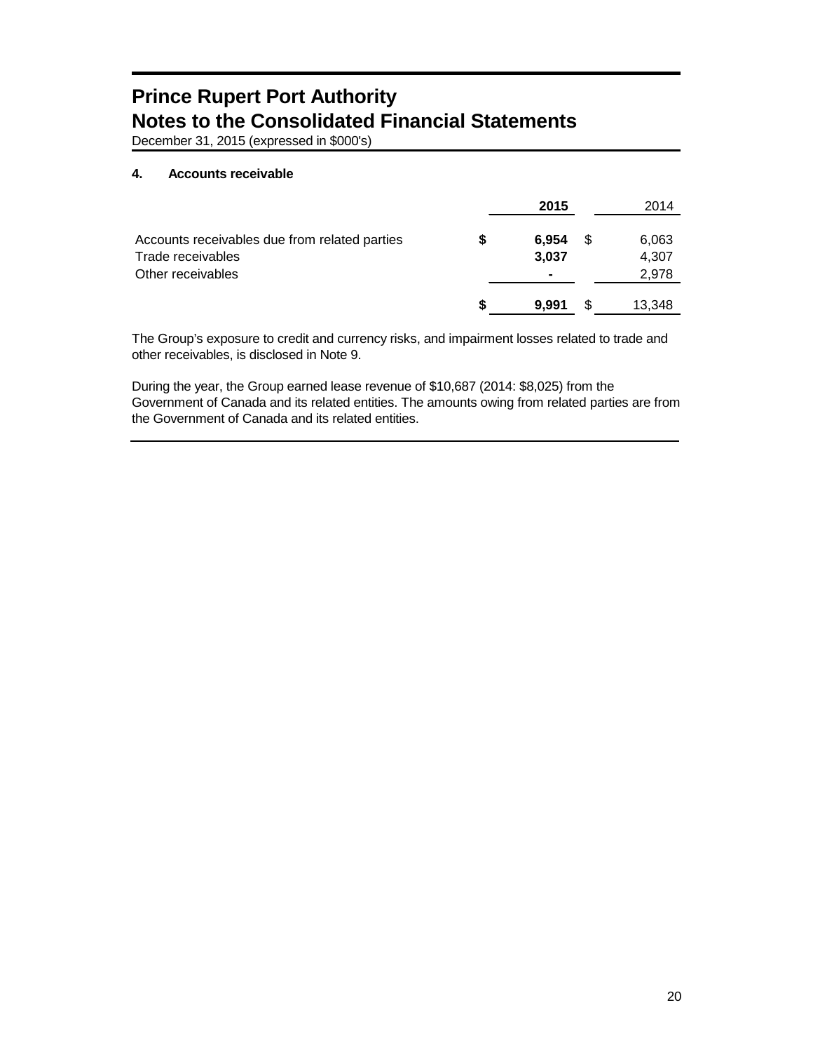# Prince Rupert Port Authority
# Notes to the Consolidated Financial Statements

December 31, 2015 (expressed in $000's)

### 4. Accounts receivable

| | 2015 | 2014 |
|---|---|---|
| Accounts receivables due from related parties | $ 6,954 | $ 6,063 |
| Trade receivables | 3,037 | 4,307 |
| Other receivables | - | 2,978 |
| | $ 9,991 | $ 13,348 |

The Group's exposure to credit and currency risks, and impairment losses related to trade and other receivables, is disclosed in Note 9.

During the year, the Group earned lease revenue of $10,687 (2014: $8,025) from the Government of Canada and its related entities. The amounts owing from related parties are from the Government of Canada and its related entities.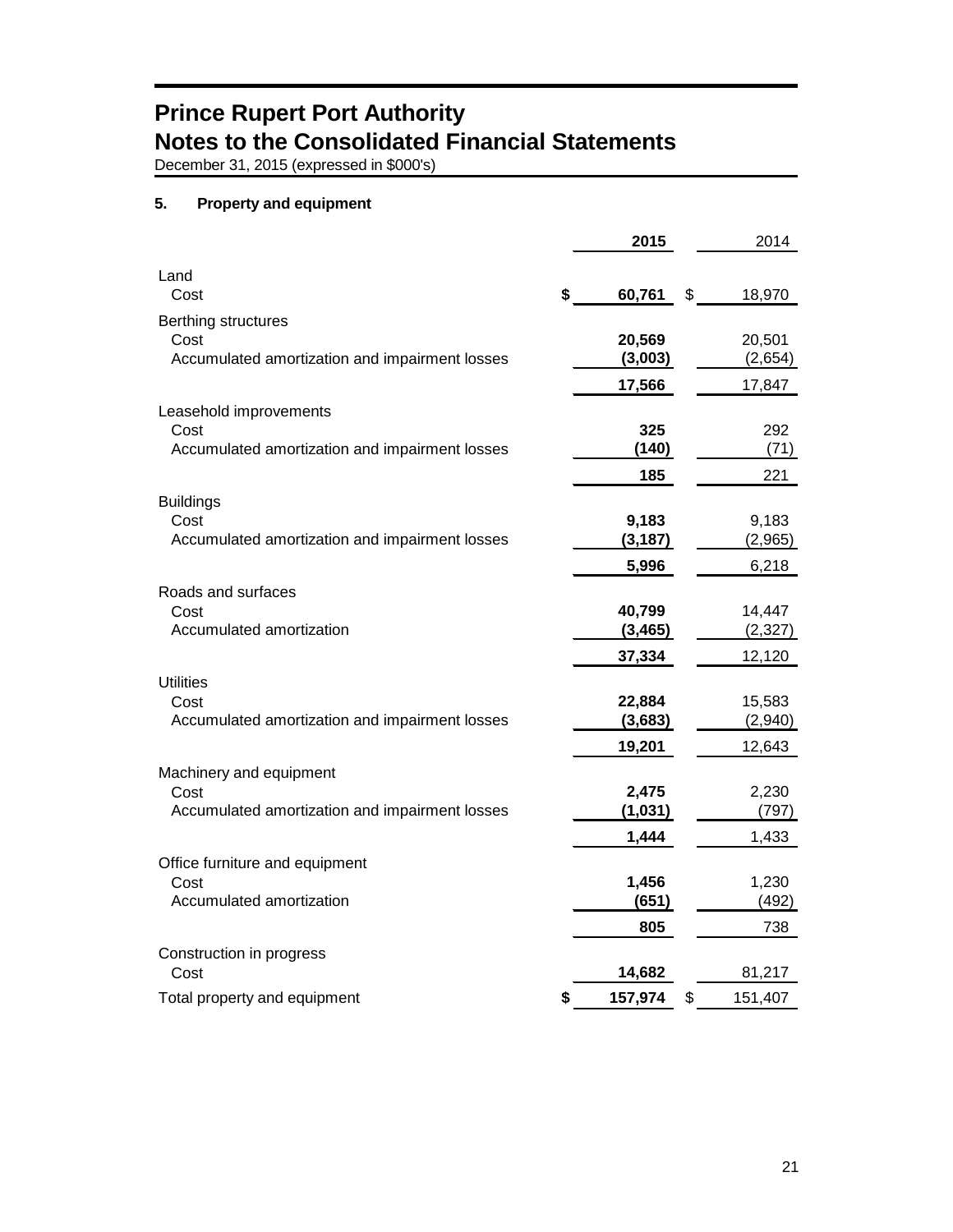# Prince Rupert Port Authority
# Notes to the Consolidated Financial Statements

December 31, 2015 (expressed in $000's)

## 5. Property and equipment

| | 2015 | 2014 |
|---|---|---|
| **Land** | | |
| Cost | **$ 60,761** | $ 18,970 |
| **Berthing structures** | | |
| Cost | **20,569** | 20,501 |
| Accumulated amortization and impairment losses | **(3,003)** | (2,654) |
| | **17,566** | 17,847 |
| **Leasehold improvements** | | |
| Cost | **325** | 292 |
| Accumulated amortization and impairment losses | **(140)** | (71) |
| | **185** | 221 |
| **Buildings** | | |
| Cost | **9,183** | 9,183 |
| Accumulated amortization and impairment losses | **(3,187)** | (2,965) |
| | **5,996** | 6,218 |
| **Roads and surfaces** | | |
| Cost | **40,799** | 14,447 |
| Accumulated amortization | **(3,465)** | (2,327) |
| | **37,334** | 12,120 |
| **Utilities** | | |
| Cost | **22,884** | 15,583 |
| Accumulated amortization and impairment losses | **(3,683)** | (2,940) |
| | **19,201** | 12,643 |
| **Machinery and equipment** | | |
| Cost | **2,475** | 2,230 |
| Accumulated amortization and impairment losses | **(1,031)** | (797) |
| | **1,444** | 1,433 |
| **Office furniture and equipment** | | |
| Cost | **1,456** | 1,230 |
| Accumulated amortization | **(651)** | (492) |
| | **805** | 738 |
| **Construction in progress** | | |
| Cost | **14,682** | 81,217 |
| Total property and equipment | **$ 157,974** | $ 151,407 |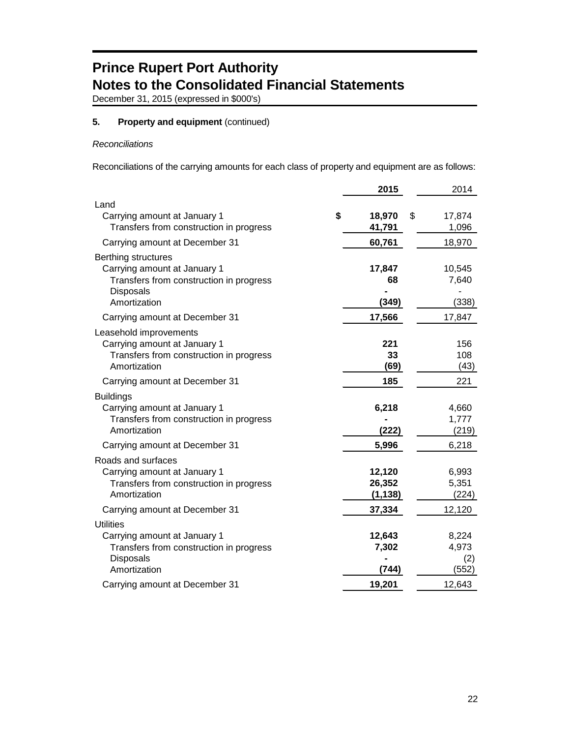# Prince Rupert Port Authority
# Notes to the Consolidated Financial Statements

December 31, 2015 (expressed in $000's)

## 5. Property and equipment (continued)

*Reconciliations*

Reconciliations of the carrying amounts for each class of property and equipment are as follows:

| | **2015** | 2014 |
|---|---|---|
| Land | | |
| Carrying amount at January 1 | **$ 18,970** | $ 17,874 |
| Transfers from construction in progress | **41,791** | 1,096 |
| Carrying amount at December 31 | **60,761** | 18,970 |
| Berthing structures | | |
| Carrying amount at January 1 | **17,847** | 10,545 |
| Transfers from construction in progress | **68** | 7,640 |
| Disposals | **-** | - |
| Amortization | **(349)** | (338) |
| Carrying amount at December 31 | **17,566** | 17,847 |
| Leasehold improvements | | |
| Carrying amount at January 1 | **221** | 156 |
| Transfers from construction in progress | **33** | 108 |
| Amortization | **(69)** | (43) |
| Carrying amount at December 31 | **185** | 221 |
| Buildings | | |
| Carrying amount at January 1 | **6,218** | 4,660 |
| Transfers from construction in progress | **-** | 1,777 |
| Amortization | **(222)** | (219) |
| Carrying amount at December 31 | **5,996** | 6,218 |
| Roads and surfaces | | |
| Carrying amount at January 1 | **12,120** | 6,993 |
| Transfers from construction in progress | **26,352** | 5,351 |
| Amortization | **(1,138)** | (224) |
| Carrying amount at December 31 | **37,334** | 12,120 |
| Utilities | | |
| Carrying amount at January 1 | **12,643** | 8,224 |
| Transfers from construction in progress | **7,302** | 4,973 |
| Disposals | **-** | (2) |
| Amortization | **(744)** | (552) |
| Carrying amount at December 31 | **19,201** | 12,643 |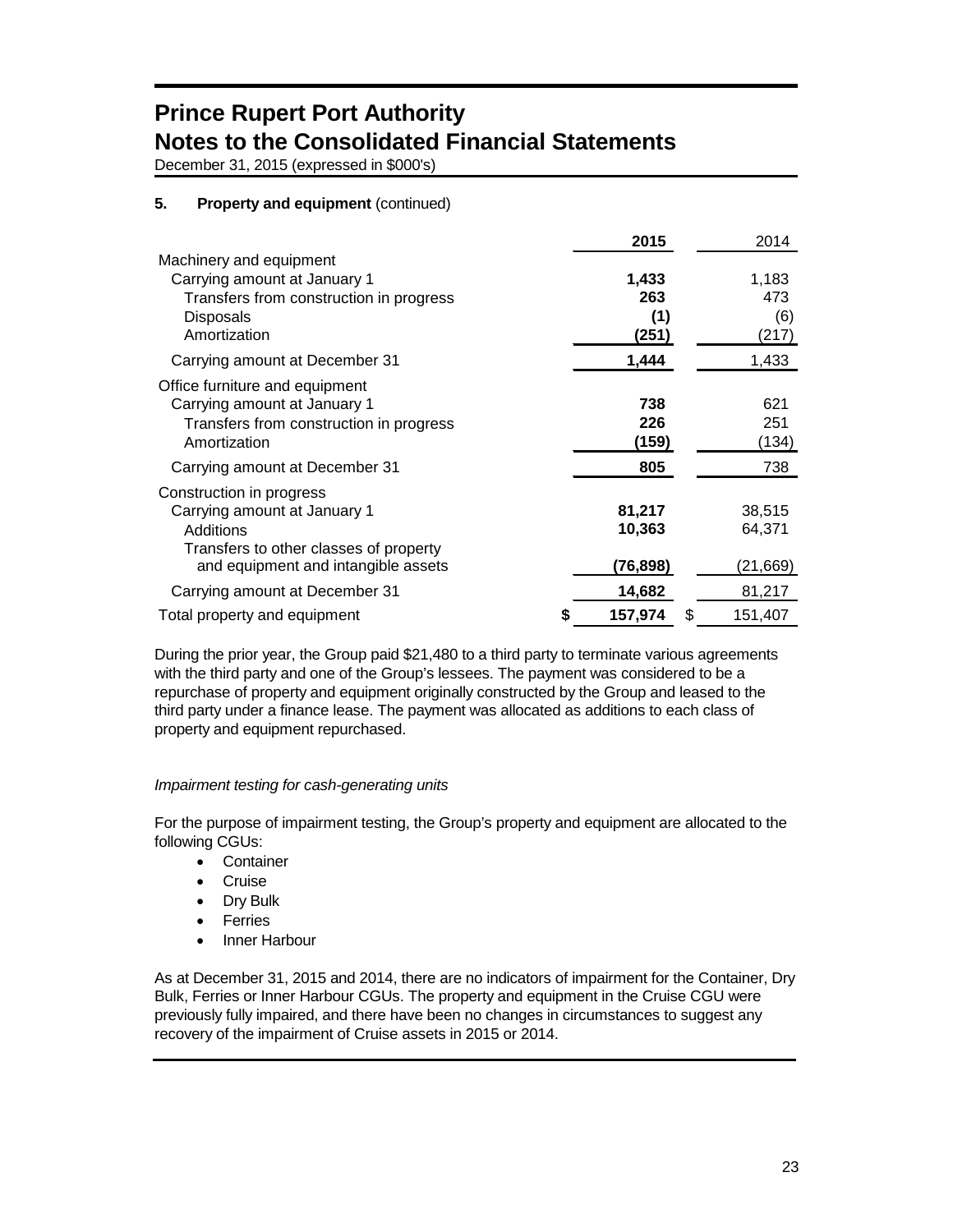# Prince Rupert Port Authority
## Notes to the Consolidated Financial Statements
December 31, 2015 (expressed in $000's)

### 5. Property and equipment (continued)

| | 2015 | 2014 |
|---|---|---|
| Machinery and equipment | | |
| Carrying amount at January 1 | **1,433** | 1,183 |
| Transfers from construction in progress | **263** | 473 |
| Disposals | **(1)** | (6) |
| Amortization | **(251)** | (217) |
| Carrying amount at December 31 | **1,444** | 1,433 |
| Office furniture and equipment | | |
| Carrying amount at January 1 | **738** | 621 |
| Transfers from construction in progress | **226** | 251 |
| Amortization | **(159)** | (134) |
| Carrying amount at December 31 | **805** | 738 |
| Construction in progress | | |
| Carrying amount at January 1 | **81,217** | 38,515 |
| Additions | **10,363** | 64,371 |
| Transfers to other classes of property and equipment and intangible assets | **(76,898)** | (21,669) |
| Carrying amount at December 31 | **14,682** | 81,217 |
| Total property and equipment | **$ 157,974** | $ 151,407 |

During the prior year, the Group paid $21,480 to a third party to terminate various agreements with the third party and one of the Group's lessees. The payment was considered to be a repurchase of property and equipment originally constructed by the Group and leased to the third party under a finance lease. The payment was allocated as additions to each class of property and equipment repurchased.

*Impairment testing for cash-generating units*

For the purpose of impairment testing, the Group's property and equipment are allocated to the following CGUs:

- Container
- Cruise
- Dry Bulk
- Ferries
- Inner Harbour

As at December 31, 2015 and 2014, there are no indicators of impairment for the Container, Dry Bulk, Ferries or Inner Harbour CGUs. The property and equipment in the Cruise CGU were previously fully impaired, and there have been no changes in circumstances to suggest any recovery of the impairment of Cruise assets in 2015 or 2014.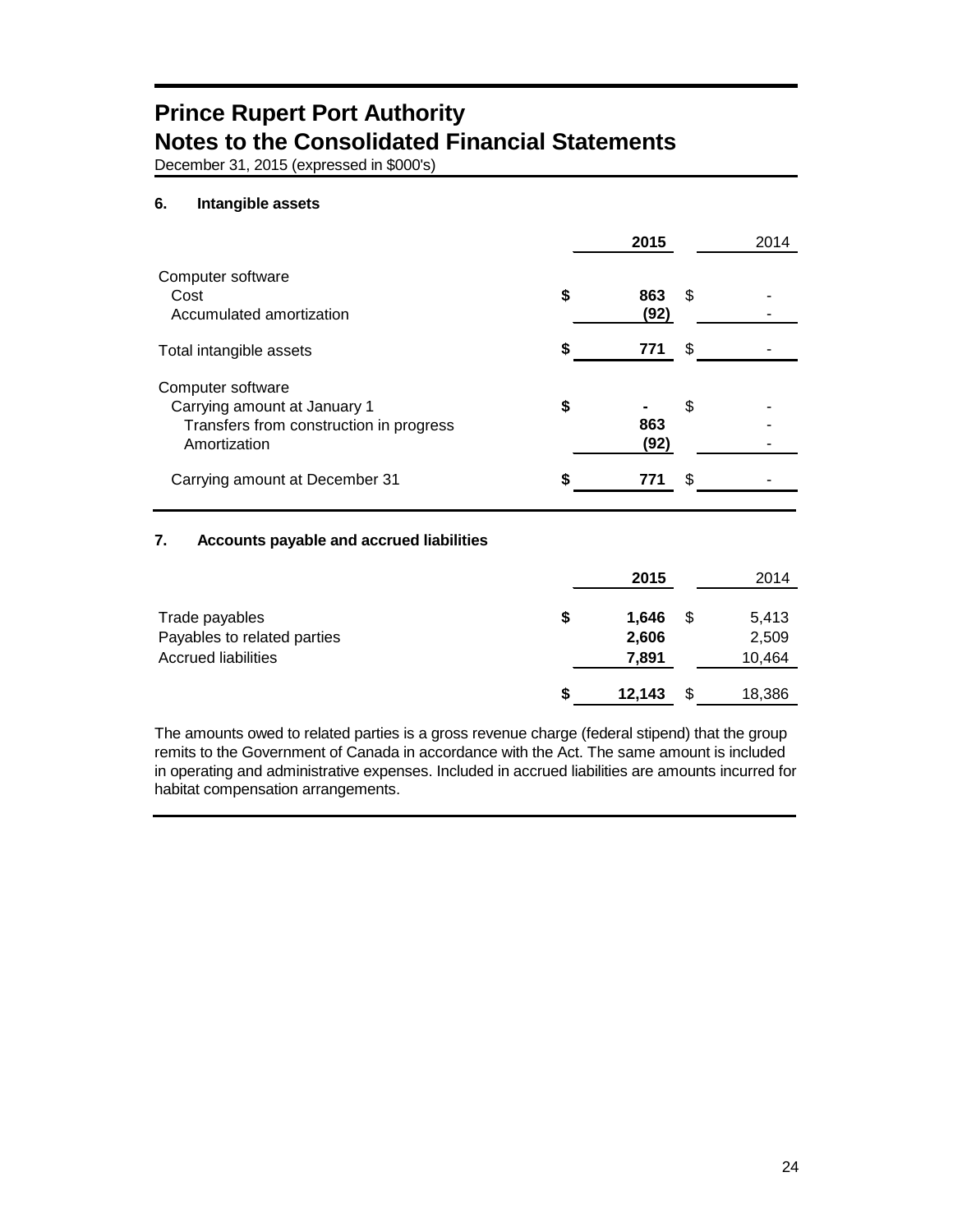# Prince Rupert Port Authority
# Notes to the Consolidated Financial Statements

December 31, 2015 (expressed in $000's)

### 6. Intangible assets

| | 2015 | 2014 |
|---|---|---|
| Computer software | | |
| Cost | $ 863 | $ - |
| Accumulated amortization | (92) | - |
| Total intangible assets | $ 771 | $ - |
| Computer software | | |
| Carrying amount at January 1 | $ - | $ - |
| Transfers from construction in progress | 863 | - |
| Amortization | (92) | - |
| Carrying amount at December 31 | $ 771 | $ - |

### 7. Accounts payable and accrued liabilities

| | 2015 | 2014 |
|---|---|---|
| Trade payables | $ 1,646 | $ 5,413 |
| Payables to related parties | 2,606 | 2,509 |
| Accrued liabilities | 7,891 | 10,464 |
| | $ 12,143 | $ 18,386 |

The amounts owed to related parties is a gross revenue charge (federal stipend) that the group remits to the Government of Canada in accordance with the Act. The same amount is included in operating and administrative expenses. Included in accrued liabilities are amounts incurred for habitat compensation arrangements.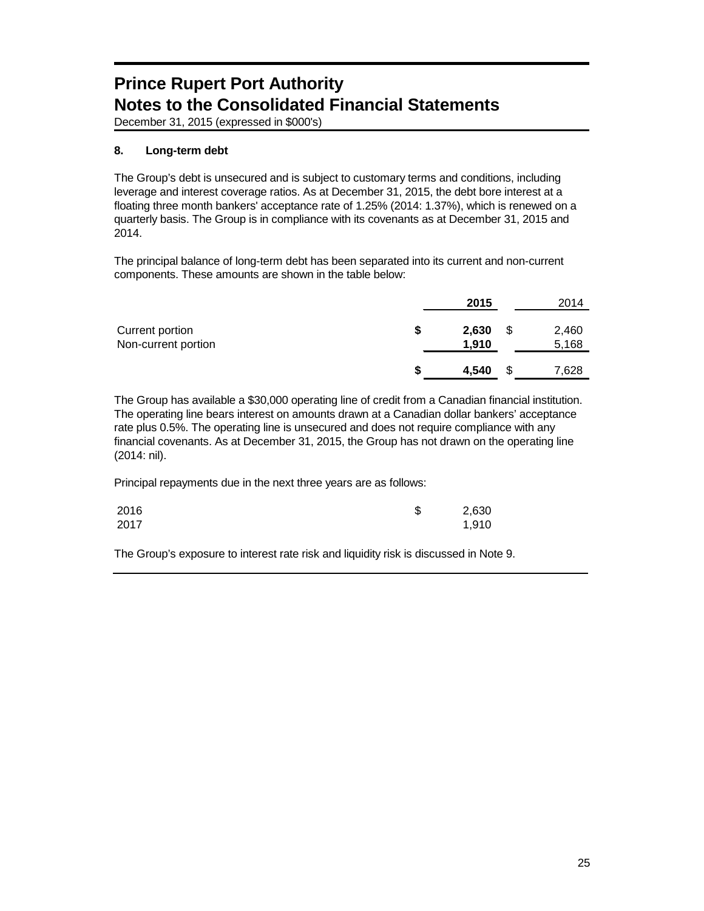# Prince Rupert Port Authority
# Notes to the Consolidated Financial Statements

December 31, 2015 (expressed in $000's)

### 8. Long-term debt

The Group's debt is unsecured and is subject to customary terms and conditions, including leverage and interest coverage ratios. As at December 31, 2015, the debt bore interest at a floating three month bankers' acceptance rate of 1.25% (2014: 1.37%), which is renewed on a quarterly basis. The Group is in compliance with its covenants as at December 31, 2015 and 2014.

The principal balance of long-term debt has been separated into its current and non-current components. These amounts are shown in the table below:

| | **2015** | 2014 |
|---|---|---|
| Current portion | **$ 2,630** | $ 2,460 |
| Non-current portion | **1,910** | 5,168 |
| | **$ 4,540** | $ 7,628 |

The Group has available a $30,000 operating line of credit from a Canadian financial institution. The operating line bears interest on amounts drawn at a Canadian dollar bankers' acceptance rate plus 0.5%. The operating line is unsecured and does not require compliance with any financial covenants. As at December 31, 2015, the Group has not drawn on the operating line (2014: nil).

Principal repayments due in the next three years are as follows:

| | |
|---|---|
| 2016 | $ 2,630 |
| 2017 | 1,910 |

The Group's exposure to interest rate risk and liquidity risk is discussed in Note 9.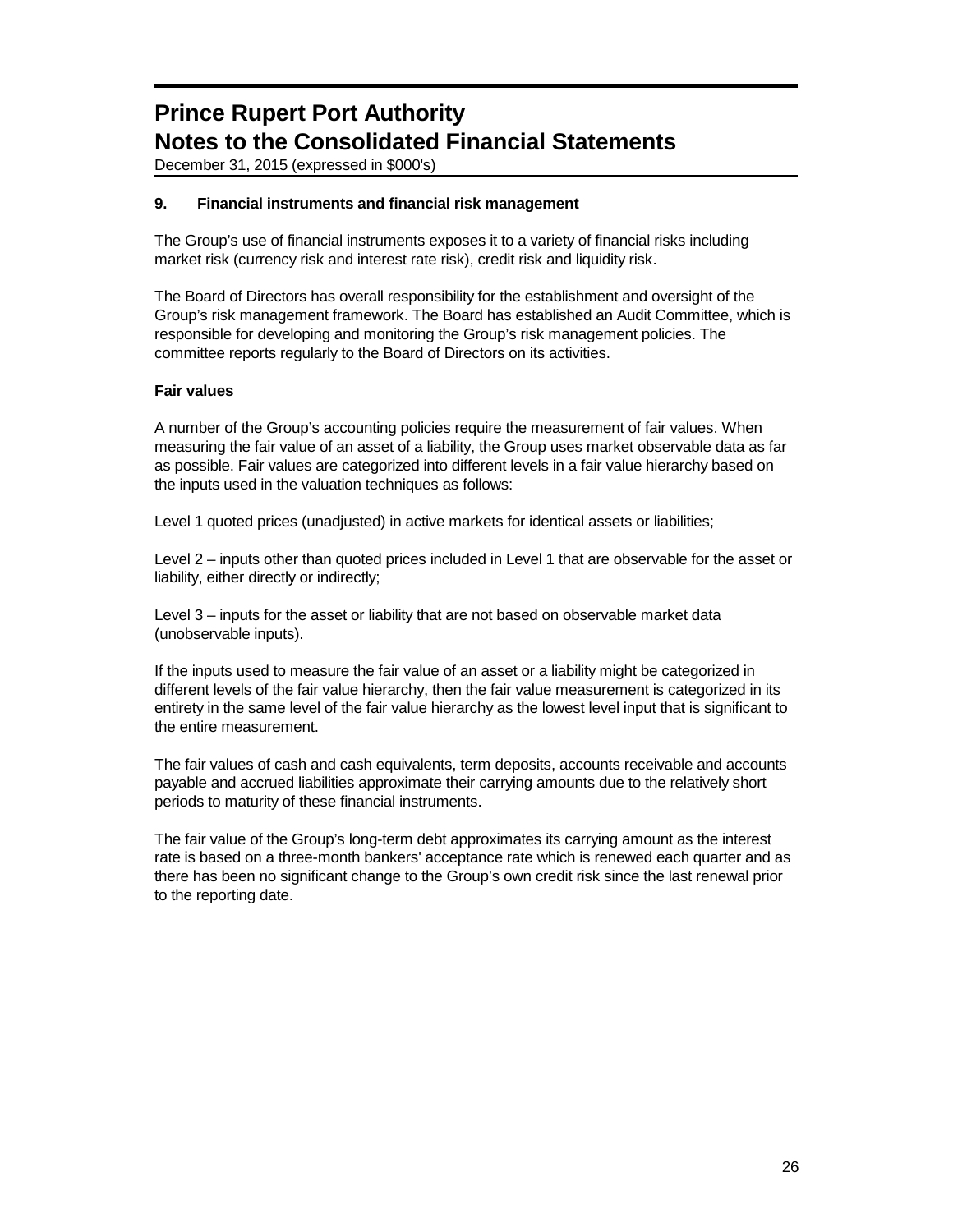# Prince Rupert Port Authority
# Notes to the Consolidated Financial Statements

December 31, 2015 (expressed in $000's)

## 9. Financial instruments and financial risk management

The Group's use of financial instruments exposes it to a variety of financial risks including market risk (currency risk and interest rate risk), credit risk and liquidity risk.

The Board of Directors has overall responsibility for the establishment and oversight of the Group's risk management framework. The Board has established an Audit Committee, which is responsible for developing and monitoring the Group's risk management policies. The committee reports regularly to the Board of Directors on its activities.

### Fair values

A number of the Group's accounting policies require the measurement of fair values. When measuring the fair value of an asset of a liability, the Group uses market observable data as far as possible. Fair values are categorized into different levels in a fair value hierarchy based on the inputs used in the valuation techniques as follows:

Level 1 quoted prices (unadjusted) in active markets for identical assets or liabilities;

Level 2 – inputs other than quoted prices included in Level 1 that are observable for the asset or liability, either directly or indirectly;

Level 3 – inputs for the asset or liability that are not based on observable market data (unobservable inputs).

If the inputs used to measure the fair value of an asset or a liability might be categorized in different levels of the fair value hierarchy, then the fair value measurement is categorized in its entirety in the same level of the fair value hierarchy as the lowest level input that is significant to the entire measurement.

The fair values of cash and cash equivalents, term deposits, accounts receivable and accounts payable and accrued liabilities approximate their carrying amounts due to the relatively short periods to maturity of these financial instruments.

The fair value of the Group's long-term debt approximates its carrying amount as the interest rate is based on a three-month bankers' acceptance rate which is renewed each quarter and as there has been no significant change to the Group's own credit risk since the last renewal prior to the reporting date.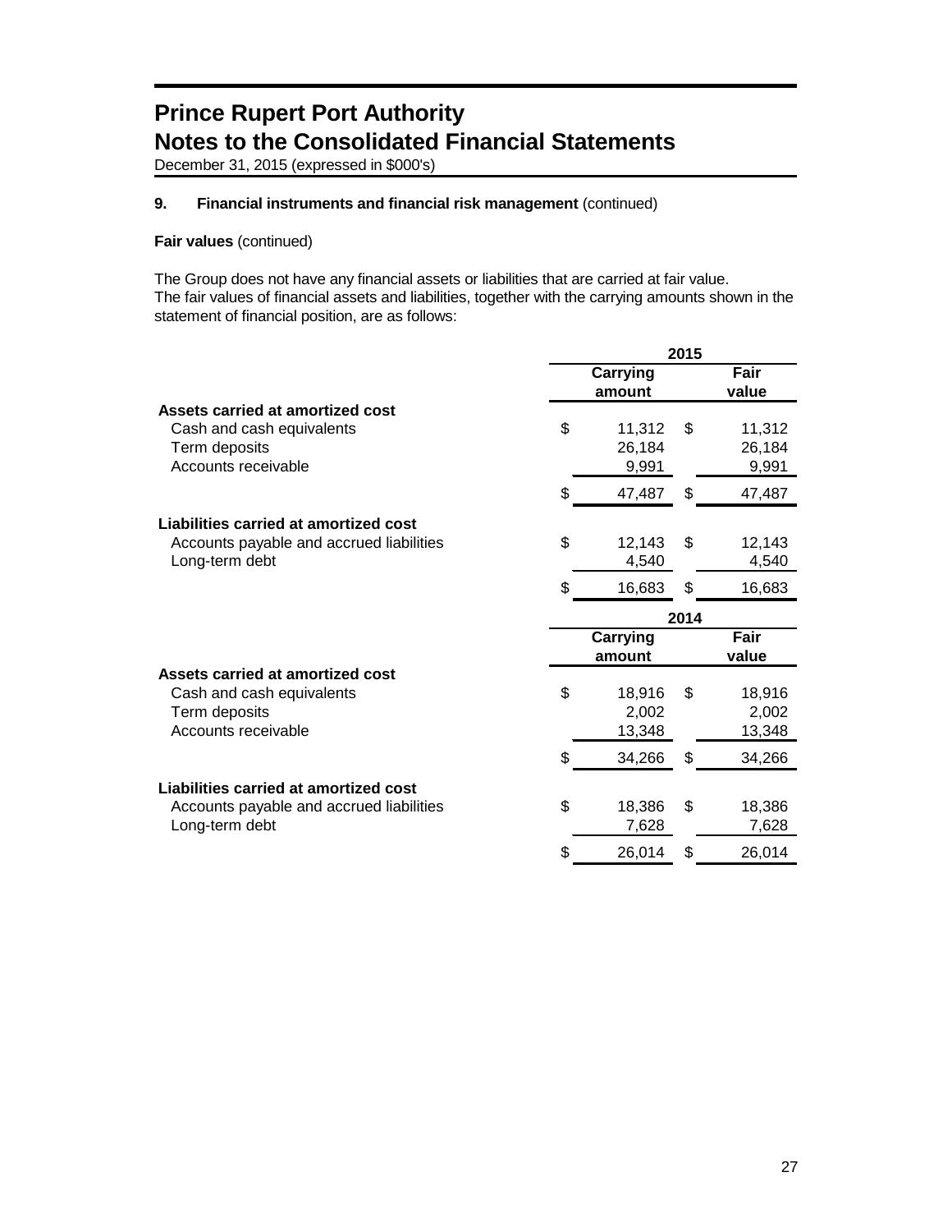# Prince Rupert Port Authority
# Notes to the Consolidated Financial Statements

December 31, 2015 (expressed in $000's)

## 9. Financial instruments and financial risk management (continued)

**Fair values** (continued)

The Group does not have any financial assets or liabilities that are carried at fair value.
The fair values of financial assets and liabilities, together with the carrying amounts shown in the statement of financial position, are as follows:

| | 2015 | |
|---|---|---|
| | Carrying amount | Fair value |
| **Assets carried at amortized cost** | | |
| Cash and cash equivalents | $ 11,312 | $ 11,312 |
| Term deposits | 26,184 | 26,184 |
| Accounts receivable | 9,991 | 9,991 |
| | $ 47,487 | $ 47,487 |
| **Liabilities carried at amortized cost** | | |
| Accounts payable and accrued liabilities | $ 12,143 | $ 12,143 |
| Long-term debt | 4,540 | 4,540 |
| | $ 16,683 | $ 16,683 |

| | 2014 | |
|---|---|---|
| | Carrying amount | Fair value |
| **Assets carried at amortized cost** | | |
| Cash and cash equivalents | $ 18,916 | $ 18,916 |
| Term deposits | 2,002 | 2,002 |
| Accounts receivable | 13,348 | 13,348 |
| | $ 34,266 | $ 34,266 |
| **Liabilities carried at amortized cost** | | |
| Accounts payable and accrued liabilities | $ 18,386 | $ 18,386 |
| Long-term debt | 7,628 | 7,628 |
| | $ 26,014 | $ 26,014 |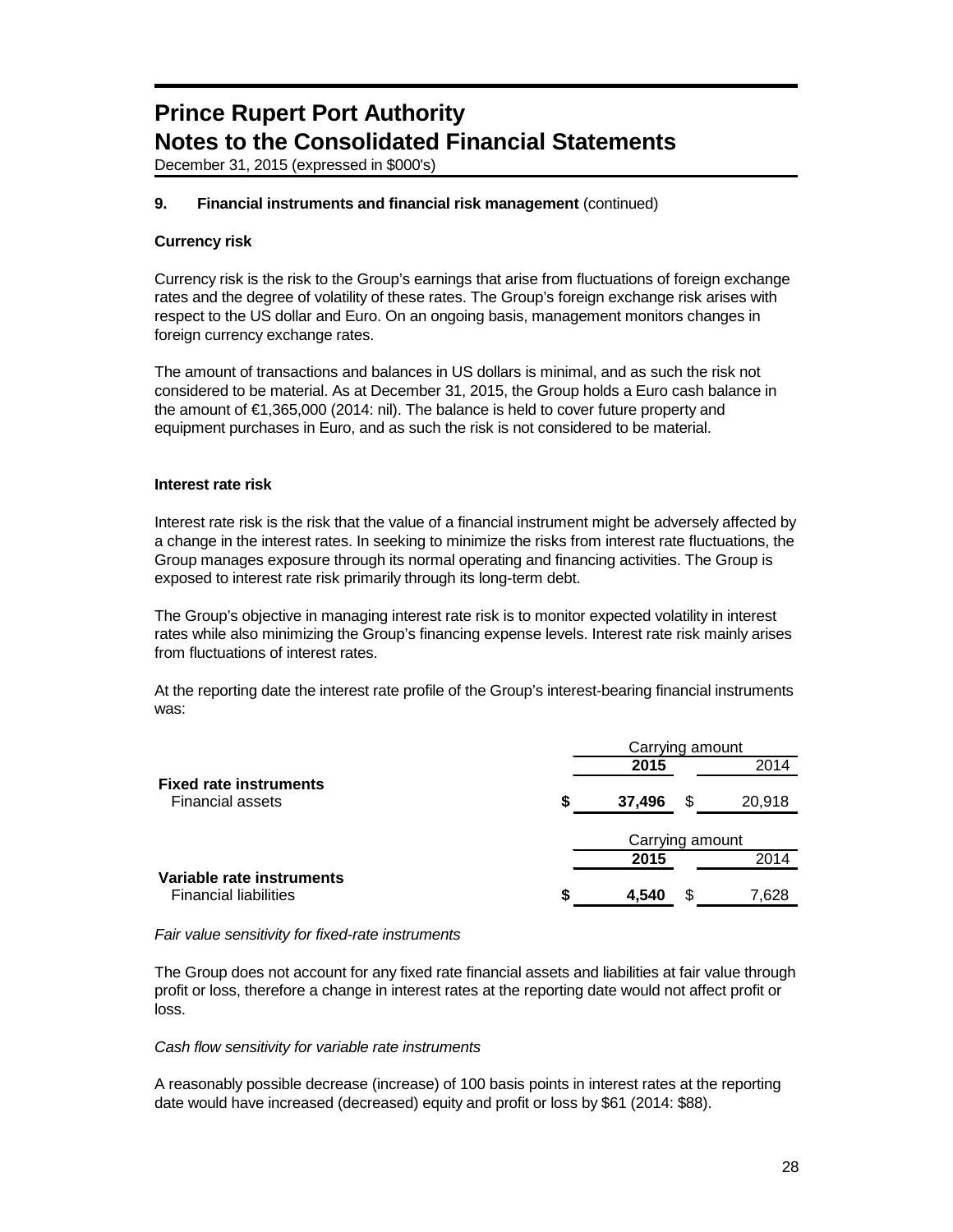# Prince Rupert Port Authority
# Notes to the Consolidated Financial Statements

December 31, 2015 (expressed in $000's)

**9. Financial instruments and financial risk management** (continued)

**Currency risk**

Currency risk is the risk to the Group's earnings that arise from fluctuations of foreign exchange rates and the degree of volatility of these rates. The Group's foreign exchange risk arises with respect to the US dollar and Euro. On an ongoing basis, management monitors changes in foreign currency exchange rates.

The amount of transactions and balances in US dollars is minimal, and as such the risk not considered to be material. As at December 31, 2015, the Group holds a Euro cash balance in the amount of €1,365,000 (2014: nil). The balance is held to cover future property and equipment purchases in Euro, and as such the risk is not considered to be material.

**Interest rate risk**

Interest rate risk is the risk that the value of a financial instrument might be adversely affected by a change in the interest rates. In seeking to minimize the risks from interest rate fluctuations, the Group manages exposure through its normal operating and financing activities. The Group is exposed to interest rate risk primarily through its long-term debt.

The Group's objective in managing interest rate risk is to monitor expected volatility in interest rates while also minimizing the Group's financing expense levels. Interest rate risk mainly arises from fluctuations of interest rates.

At the reporting date the interest rate profile of the Group's interest-bearing financial instruments was:

| | Carrying amount | |
|---|---|---|
| | **2015** | 2014 |
| **Fixed rate instruments** | | |
| Financial assets | **$ 37,496** | $ 20,918 |

| | Carrying amount | |
|---|---|---|
| | **2015** | 2014 |
| **Variable rate instruments** | | |
| Financial liabilities | **$ 4,540** | $ 7,628 |

*Fair value sensitivity for fixed-rate instruments*

The Group does not account for any fixed rate financial assets and liabilities at fair value through profit or loss, therefore a change in interest rates at the reporting date would not affect profit or loss.

*Cash flow sensitivity for variable rate instruments*

A reasonably possible decrease (increase) of 100 basis points in interest rates at the reporting date would have increased (decreased) equity and profit or loss by $61 (2014: $88).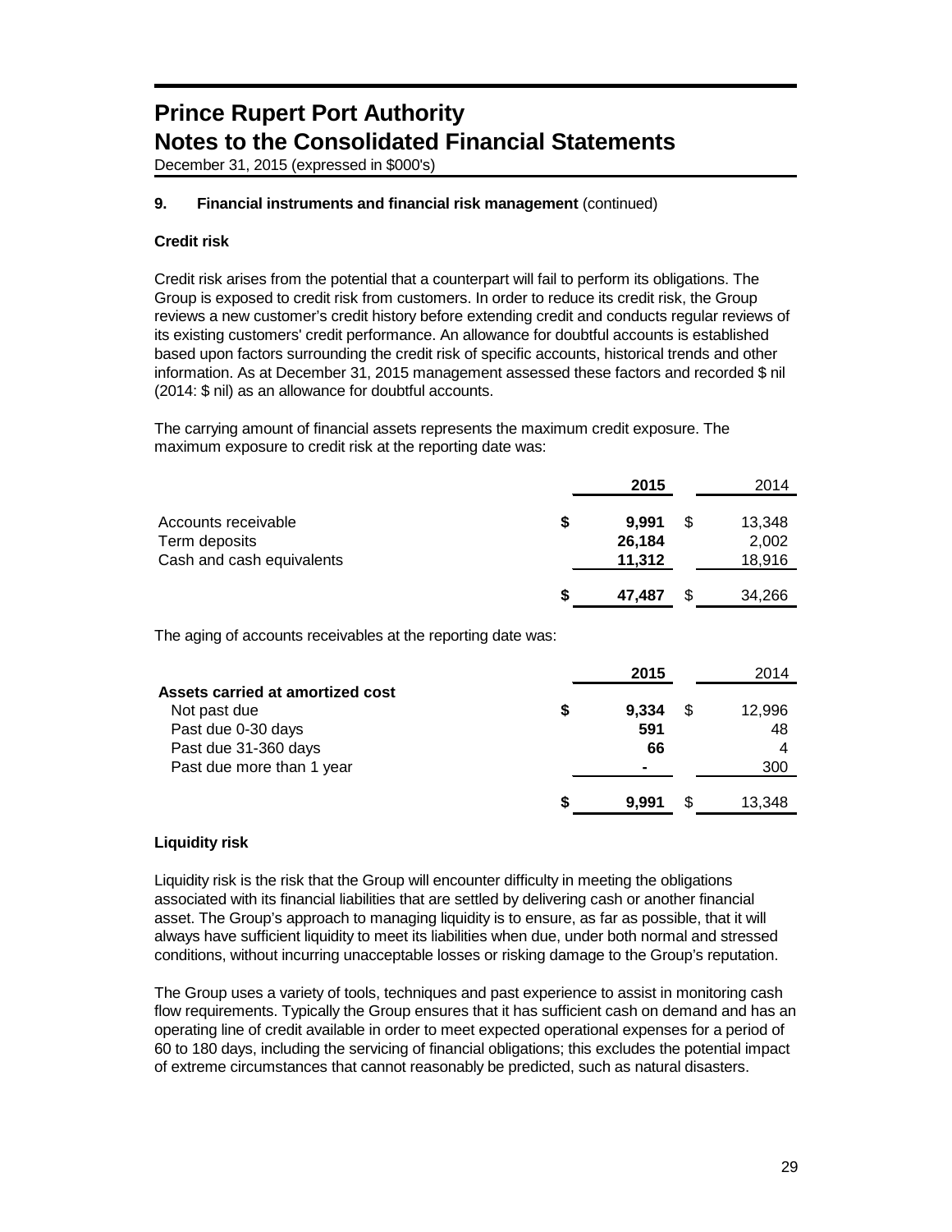# Prince Rupert Port Authority
# Notes to the Consolidated Financial Statements

December 31, 2015 (expressed in $000's)

## 9. Financial instruments and financial risk management (continued)

### Credit risk

Credit risk arises from the potential that a counterpart will fail to perform its obligations. The Group is exposed to credit risk from customers. In order to reduce its credit risk, the Group reviews a new customer's credit history before extending credit and conducts regular reviews of its existing customers' credit performance. An allowance for doubtful accounts is established based upon factors surrounding the credit risk of specific accounts, historical trends and other information. As at December 31, 2015 management assessed these factors and recorded $ nil (2014: $ nil) as an allowance for doubtful accounts.

The carrying amount of financial assets represents the maximum credit exposure. The maximum exposure to credit risk at the reporting date was:

| | **2015** | 2014 |
|---|---|---|
| Accounts receivable | **$ 9,991** | $ 13,348 |
| Term deposits | **26,184** | 2,002 |
| Cash and cash equivalents | **11,312** | 18,916 |
| | **$ 47,487** | $ 34,266 |

The aging of accounts receivables at the reporting date was:

| | **2015** | 2014 |
|---|---|---|
| **Assets carried at amortized cost** | | |
| Not past due | **$ 9,334** | $ 12,996 |
| Past due 0-30 days | **591** | 48 |
| Past due 31-360 days | **66** | 4 |
| Past due more than 1 year | **-** | 300 |
| | **$ 9,991** | $ 13,348 |

### Liquidity risk

Liquidity risk is the risk that the Group will encounter difficulty in meeting the obligations associated with its financial liabilities that are settled by delivering cash or another financial asset. The Group's approach to managing liquidity is to ensure, as far as possible, that it will always have sufficient liquidity to meet its liabilities when due, under both normal and stressed conditions, without incurring unacceptable losses or risking damage to the Group's reputation.

The Group uses a variety of tools, techniques and past experience to assist in monitoring cash flow requirements. Typically the Group ensures that it has sufficient cash on demand and has an operating line of credit available in order to meet expected operational expenses for a period of 60 to 180 days, including the servicing of financial obligations; this excludes the potential impact of extreme circumstances that cannot reasonably be predicted, such as natural disasters.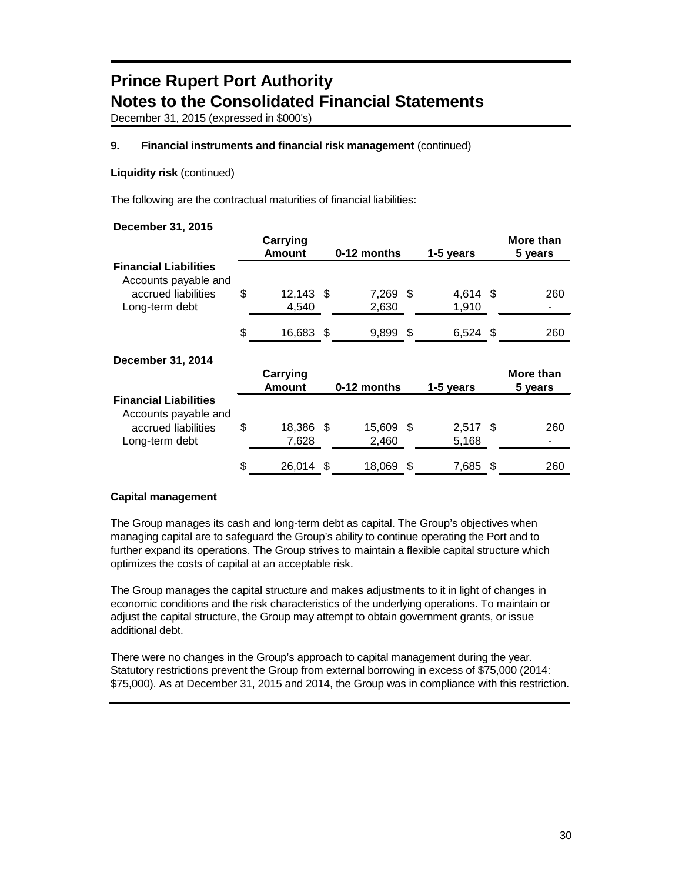# Prince Rupert Port Authority
# Notes to the Consolidated Financial Statements

December 31, 2015 (expressed in $000's)

### 9. Financial instruments and financial risk management (continued)

**Liquidity risk** (continued)

The following are the contractual maturities of financial liabilities:

**December 31, 2015**

| | Carrying Amount | 0-12 months | 1-5 years | More than 5 years |
|---|---|---|---|---|
| **Financial Liabilities** | | | | |
| Accounts payable and accrued liabilities | $ 12,143 | $ 7,269 | $ 4,614 | $ 260 |
| Long-term debt | 4,540 | 2,630 | 1,910 | - |
| | $ 16,683 | $ 9,899 | $ 6,524 | $ 260 |

**December 31, 2014**

| | Carrying Amount | 0-12 months | 1-5 years | More than 5 years |
|---|---|---|---|---|
| **Financial Liabilities** | | | | |
| Accounts payable and accrued liabilities | $ 18,386 | $ 15,609 | $ 2,517 | $ 260 |
| Long-term debt | 7,628 | 2,460 | 5,168 | - |
| | $ 26,014 | $ 18,069 | $ 7,685 | $ 260 |

**Capital management**

The Group manages its cash and long-term debt as capital. The Group's objectives when managing capital are to safeguard the Group's ability to continue operating the Port and to further expand its operations. The Group strives to maintain a flexible capital structure which optimizes the costs of capital at an acceptable risk.

The Group manages the capital structure and makes adjustments to it in light of changes in economic conditions and the risk characteristics of the underlying operations. To maintain or adjust the capital structure, the Group may attempt to obtain government grants, or issue additional debt.

There were no changes in the Group's approach to capital management during the year. Statutory restrictions prevent the Group from external borrowing in excess of $75,000 (2014: $75,000). As at December 31, 2015 and 2014, the Group was in compliance with this restriction.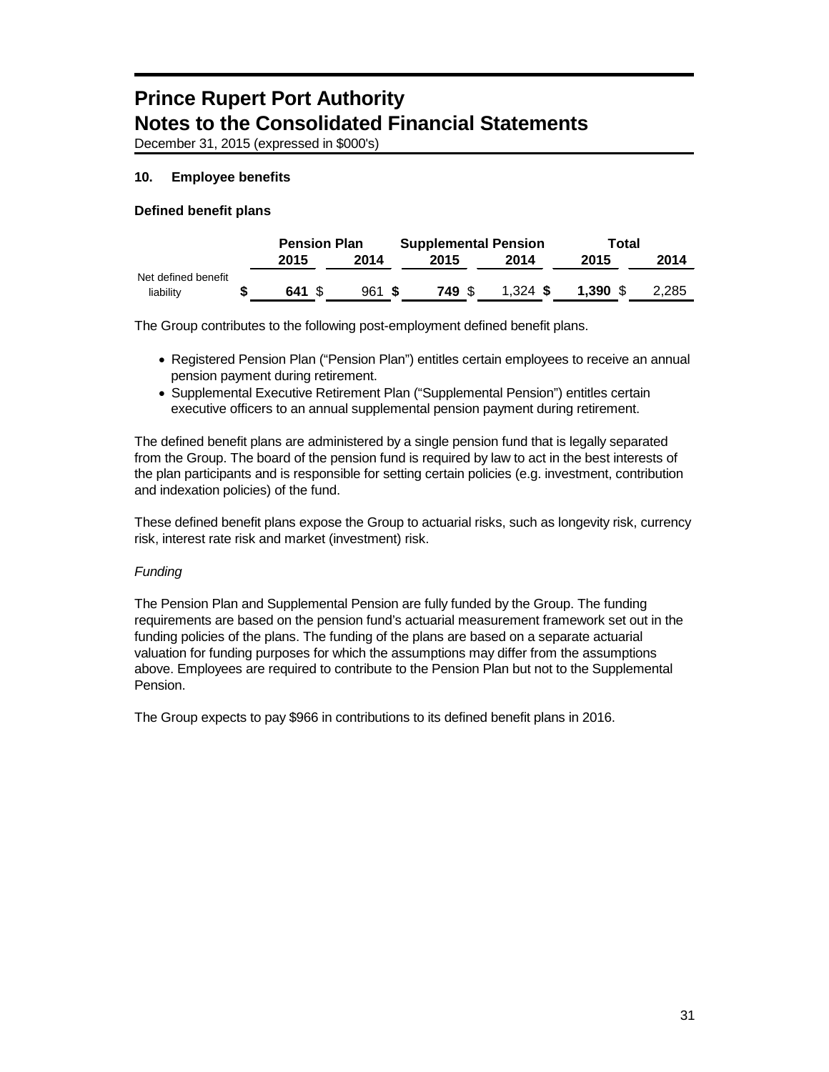# Prince Rupert Port Authority
# Notes to the Consolidated Financial Statements

December 31, 2015 (expressed in $000's)

## 10. Employee benefits

### Defined benefit plans

| | Pension Plan | | Supplemental Pension | | Total | |
|---|---|---|---|---|---|---|
| | **2015** | **2014** | **2015** | **2014** | **2015** | **2014** |
| Net defined benefit liability | **$ 641** | $ 961 | **$ 749** | $ 1,324 | **$ 1,390** | $ 2,285 |

The Group contributes to the following post-employment defined benefit plans.

- Registered Pension Plan ("Pension Plan") entitles certain employees to receive an annual pension payment during retirement.
- Supplemental Executive Retirement Plan ("Supplemental Pension") entitles certain executive officers to an annual supplemental pension payment during retirement.

The defined benefit plans are administered by a single pension fund that is legally separated from the Group. The board of the pension fund is required by law to act in the best interests of the plan participants and is responsible for setting certain policies (e.g. investment, contribution and indexation policies) of the fund.

These defined benefit plans expose the Group to actuarial risks, such as longevity risk, currency risk, interest rate risk and market (investment) risk.

*Funding*

The Pension Plan and Supplemental Pension are fully funded by the Group. The funding requirements are based on the pension fund's actuarial measurement framework set out in the funding policies of the plans. The funding of the plans are based on a separate actuarial valuation for funding purposes for which the assumptions may differ from the assumptions above. Employees are required to contribute to the Pension Plan but not to the Supplemental Pension.

The Group expects to pay $966 in contributions to its defined benefit plans in 2016.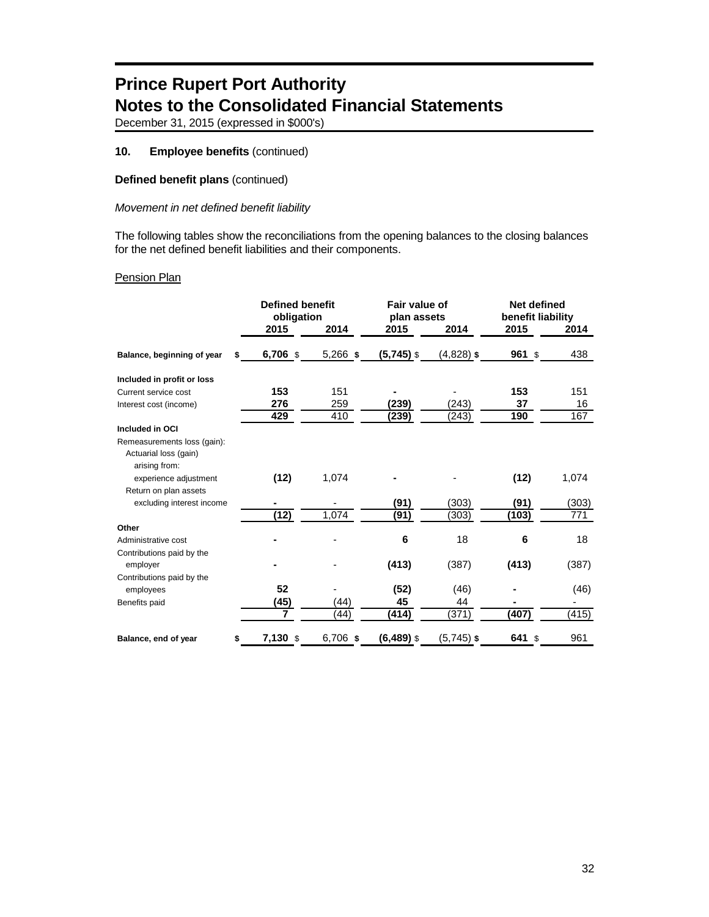# Prince Rupert Port Authority
# Notes to the Consolidated Financial Statements

December 31, 2015 (expressed in $000's)

## 10. Employee benefits (continued)

### Defined benefit plans (continued)

*Movement in net defined benefit liability*

The following tables show the reconciliations from the opening balances to the closing balances for the net defined benefit liabilities and their components.

Pension Plan

| | Defined benefit obligation | | Fair value of plan assets | | Net defined benefit liability | |
|---|---|---|---|---|---|---|
| | **2015** | 2014 | **2015** | 2014 | **2015** | 2014 |
| **Balance, beginning of year** | **$ 6,706** | $ 5,266 | **$ (5,745)** | $ (4,828) | **$ 961** | $ 438 |
| **Included in profit or loss** | | | | | | |
| Current service cost | **153** | 151 | **-** | - | **153** | 151 |
| Interest cost (income) | **276** | 259 | **(239)** | (243) | **37** | 16 |
| | **429** | 410 | **(239)** | (243) | **190** | 167 |
| **Included in OCI** | | | | | | |
| Remeasurements loss (gain): | | | | | | |
| Actuarial loss (gain) arising from: | | | | | | |
| experience adjustment | **(12)** | 1,074 | **-** | - | **(12)** | 1,074 |
| Return on plan assets excluding interest income | **-** | - | **(91)** | (303) | **(91)** | (303) |
| | **(12)** | 1,074 | **(91)** | (303) | **(103)** | 771 |
| **Other** | | | | | | |
| Administrative cost | **-** | - | **6** | 18 | **6** | 18 |
| Contributions paid by the employer | **-** | - | **(413)** | (387) | **(413)** | (387) |
| Contributions paid by the employees | **52** | - | **(52)** | (46) | **-** | (46) |
| Benefits paid | **(45)** | (44) | **45** | 44 | **-** | - |
| | **7** | (44) | **(414)** | (371) | **(407)** | (415) |
| **Balance, end of year** | **$ 7,130** | $ 6,706 | **$ (6,489)** | $ (5,745) | **$ 641** | $ 961 |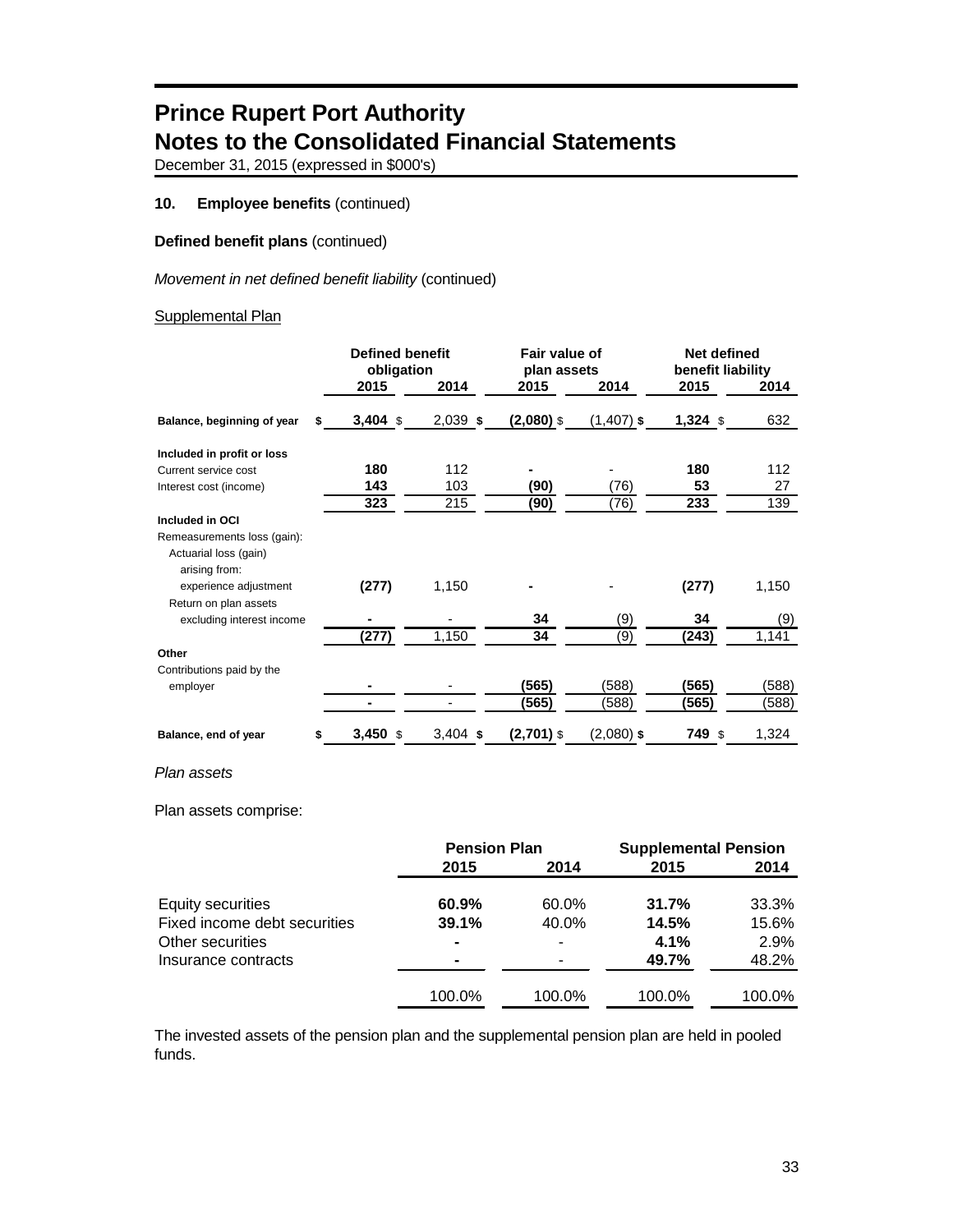# Prince Rupert Port Authority
# Notes to the Consolidated Financial Statements

December 31, 2015 (expressed in $000's)

## 10. Employee benefits (continued)

### Defined benefit plans (continued)

*Movement in net defined benefit liability* (continued)

Supplemental Plan

| | Defined benefit obligation | | Fair value of plan assets | | Net defined benefit liability | |
|---|---|---|---|---|---|---|
| | 2015 | 2014 | 2015 | 2014 | 2015 | 2014 |
| **Balance, beginning of year** | $ **3,404** | $ 2,039 | $ **(2,080)** | $ (1,407) | $ **1,324** | $ 632 |
| **Included in profit or loss** | | | | | | |
| Current service cost | **180** | 112 | **-** | - | **180** | 112 |
| Interest cost (income) | **143** | 103 | **(90)** | (76) | **53** | 27 |
| | **323** | 215 | **(90)** | (76) | **233** | 139 |
| **Included in OCI** | | | | | | |
| Remeasurements loss (gain): | | | | | | |
| Actuarial loss (gain) arising from: | | | | | | |
| experience adjustment | **(277)** | 1,150 | **-** | - | **(277)** | 1,150 |
| Return on plan assets excluding interest income | **-** | - | **34** | (9) | **34** | (9) |
| | **(277)** | 1,150 | **34** | (9) | **(243)** | 1,141 |
| **Other** | | | | | | |
| Contributions paid by the employer | **-** | - | **(565)** | (588) | **(565)** | (588) |
| | **-** | - | **(565)** | (588) | **(565)** | (588) |
| **Balance, end of year** | $ **3,450** | $ 3,404 | $ **(2,701)** | $ (2,080) | $ **749** | $ 1,324 |

*Plan assets*

Plan assets comprise:

| | Pension Plan | | Supplemental Pension | |
|---|---|---|---|---|
| | 2015 | 2014 | 2015 | 2014 |
| Equity securities | **60.9%** | 60.0% | **31.7%** | 33.3% |
| Fixed income debt securities | **39.1%** | 40.0% | **14.5%** | 15.6% |
| Other securities | **-** | - | **4.1%** | 2.9% |
| Insurance contracts | **-** | - | **49.7%** | 48.2% |
| | 100.0% | 100.0% | 100.0% | 100.0% |

The invested assets of the pension plan and the supplemental pension plan are held in pooled funds.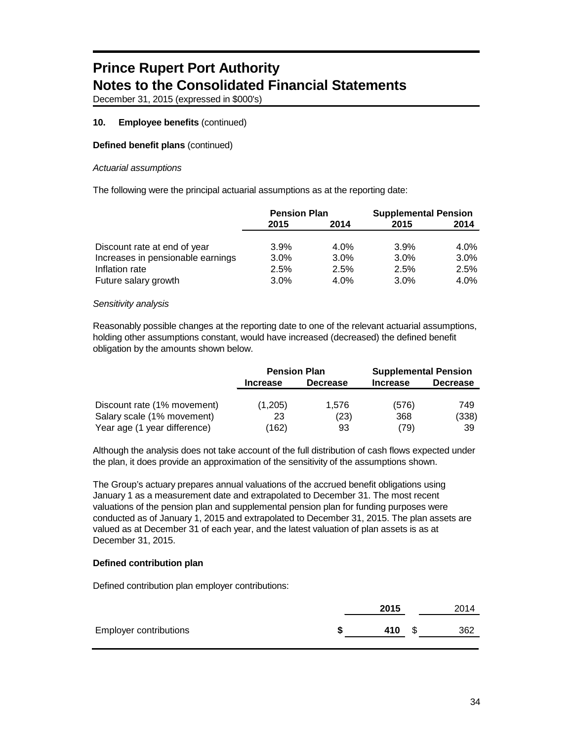# Prince Rupert Port Authority
# Notes to the Consolidated Financial Statements

December 31, 2015 (expressed in $000's)

**10. Employee benefits** (continued)

**Defined benefit plans** (continued)

*Actuarial assumptions*

The following were the principal actuarial assumptions as at the reporting date:

| | Pension Plan | | Supplemental Pension | |
|---|---|---|---|---|
| | 2015 | 2014 | 2015 | 2014 |
| Discount rate at end of year | 3.9% | 4.0% | 3.9% | 4.0% |
| Increases in pensionable earnings | 3.0% | 3.0% | 3.0% | 3.0% |
| Inflation rate | 2.5% | 2.5% | 2.5% | 2.5% |
| Future salary growth | 3.0% | 4.0% | 3.0% | 4.0% |

*Sensitivity analysis*

Reasonably possible changes at the reporting date to one of the relevant actuarial assumptions, holding other assumptions constant, would have increased (decreased) the defined benefit obligation by the amounts shown below.

| | Pension Plan | | Supplemental Pension | |
|---|---|---|---|---|
| | Increase | Decrease | Increase | Decrease |
| Discount rate (1% movement) | (1,205) | 1,576 | (576) | 749 |
| Salary scale (1% movement) | 23 | (23) | 368 | (338) |
| Year age (1 year difference) | (162) | 93 | (79) | 39 |

Although the analysis does not take account of the full distribution of cash flows expected under the plan, it does provide an approximation of the sensitivity of the assumptions shown.

The Group's actuary prepares annual valuations of the accrued benefit obligations using January 1 as a measurement date and extrapolated to December 31. The most recent valuations of the pension plan and supplemental pension plan for funding purposes were conducted as of January 1, 2015 and extrapolated to December 31, 2015. The plan assets are valued as at December 31 of each year, and the latest valuation of plan assets is as at December 31, 2015.

**Defined contribution plan**

Defined contribution plan employer contributions:

| | 2015 | 2014 |
|---|---|---|
| Employer contributions | $ 410 | $ 362 |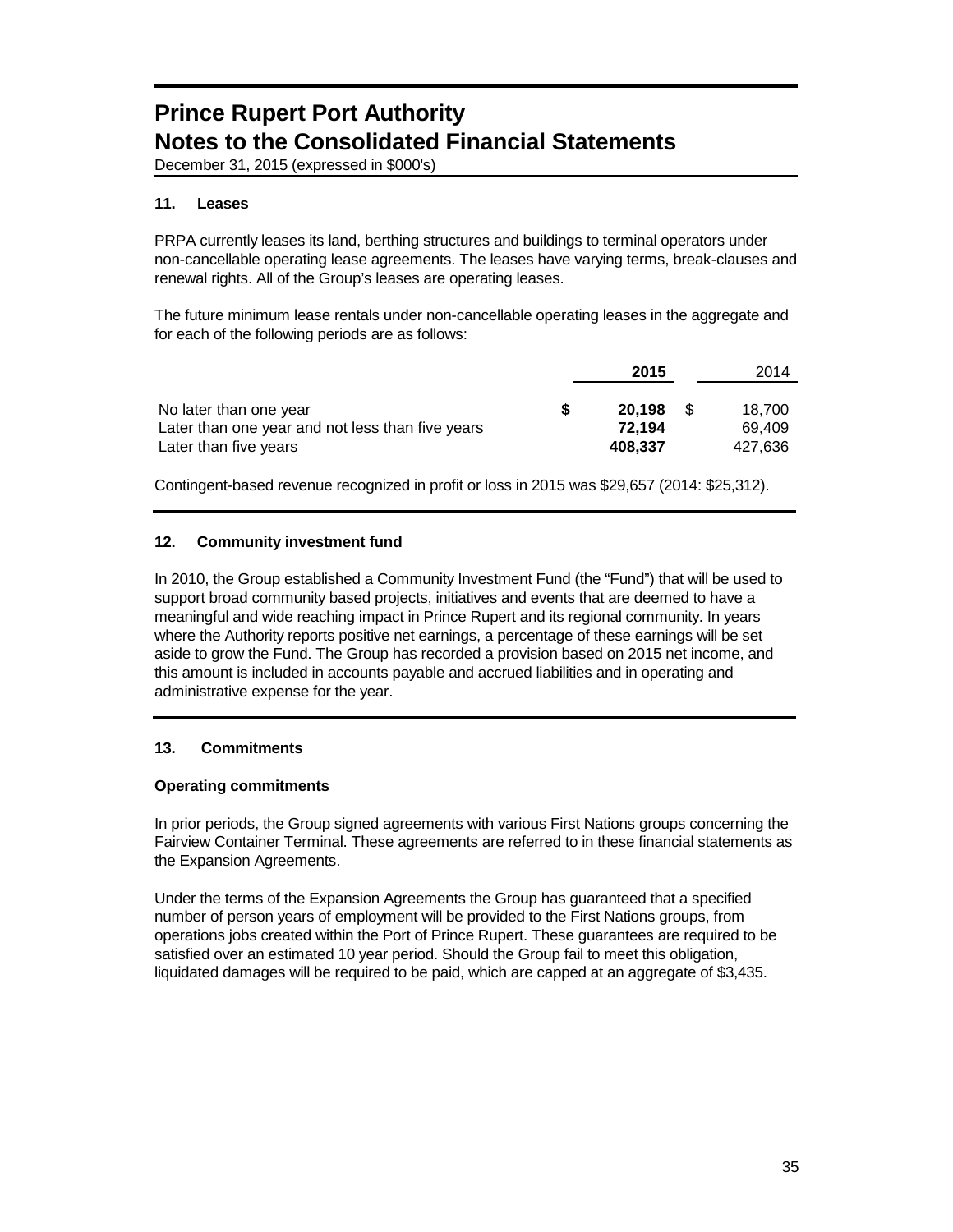# Prince Rupert Port Authority
# Notes to the Consolidated Financial Statements

December 31, 2015 (expressed in $000's)

## 11. Leases

PRPA currently leases its land, berthing structures and buildings to terminal operators under non-cancellable operating lease agreements. The leases have varying terms, break-clauses and renewal rights. All of the Group's leases are operating leases.

The future minimum lease rentals under non-cancellable operating leases in the aggregate and for each of the following periods are as follows:

| | 2015 | 2014 |
|---|---|---|
| No later than one year | **$ 20,198** | $ 18,700 |
| Later than one year and not less than five years | **72,194** | 69,409 |
| Later than five years | **408,337** | 427,636 |

Contingent-based revenue recognized in profit or loss in 2015 was $29,657 (2014: $25,312).

## 12. Community investment fund

In 2010, the Group established a Community Investment Fund (the "Fund") that will be used to support broad community based projects, initiatives and events that are deemed to have a meaningful and wide reaching impact in Prince Rupert and its regional community. In years where the Authority reports positive net earnings, a percentage of these earnings will be set aside to grow the Fund. The Group has recorded a provision based on 2015 net income, and this amount is included in accounts payable and accrued liabilities and in operating and administrative expense for the year.

## 13. Commitments

### Operating commitments

In prior periods, the Group signed agreements with various First Nations groups concerning the Fairview Container Terminal. These agreements are referred to in these financial statements as the Expansion Agreements.

Under the terms of the Expansion Agreements the Group has guaranteed that a specified number of person years of employment will be provided to the First Nations groups, from operations jobs created within the Port of Prince Rupert. These guarantees are required to be satisfied over an estimated 10 year period. Should the Group fail to meet this obligation, liquidated damages will be required to be paid, which are capped at an aggregate of $3,435.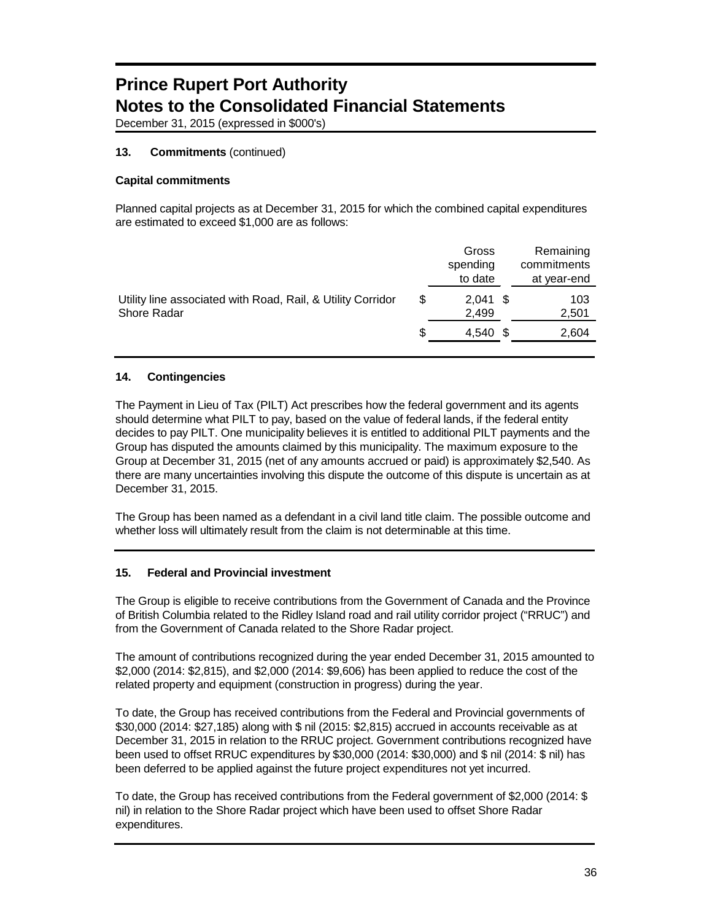# Prince Rupert Port Authority
# Notes to the Consolidated Financial Statements

December 31, 2015 (expressed in $000's)

### 13. Commitments (continued)

**Capital commitments**

Planned capital projects as at December 31, 2015 for which the combined capital expenditures are estimated to exceed $1,000 are as follows:

| | Gross spending to date | Remaining commitments at year-end |
|---|---|---|
| Utility line associated with Road, Rail, & Utility Corridor | $ 2,041 | $ 103 |
| Shore Radar | 2,499 | 2,501 |
| | $ 4,540 | $ 2,604 |

### 14. Contingencies

The Payment in Lieu of Tax (PILT) Act prescribes how the federal government and its agents should determine what PILT to pay, based on the value of federal lands, if the federal entity decides to pay PILT. One municipality believes it is entitled to additional PILT payments and the Group has disputed the amounts claimed by this municipality. The maximum exposure to the Group at December 31, 2015 (net of any amounts accrued or paid) is approximately $2,540. As there are many uncertainties involving this dispute the outcome of this dispute is uncertain as at December 31, 2015.

The Group has been named as a defendant in a civil land title claim. The possible outcome and whether loss will ultimately result from the claim is not determinable at this time.

### 15. Federal and Provincial investment

The Group is eligible to receive contributions from the Government of Canada and the Province of British Columbia related to the Ridley Island road and rail utility corridor project ("RRUC") and from the Government of Canada related to the Shore Radar project.

The amount of contributions recognized during the year ended December 31, 2015 amounted to $2,000 (2014: $2,815), and $2,000 (2014: $9,606) has been applied to reduce the cost of the related property and equipment (construction in progress) during the year.

To date, the Group has received contributions from the Federal and Provincial governments of $30,000 (2014: $27,185) along with $ nil (2015: $2,815) accrued in accounts receivable as at December 31, 2015 in relation to the RRUC project. Government contributions recognized have been used to offset RRUC expenditures by $30,000 (2014: $30,000) and $ nil (2014: $ nil) has been deferred to be applied against the future project expenditures not yet incurred.

To date, the Group has received contributions from the Federal government of $2,000 (2014: $ nil) in relation to the Shore Radar project which have been used to offset Shore Radar expenditures.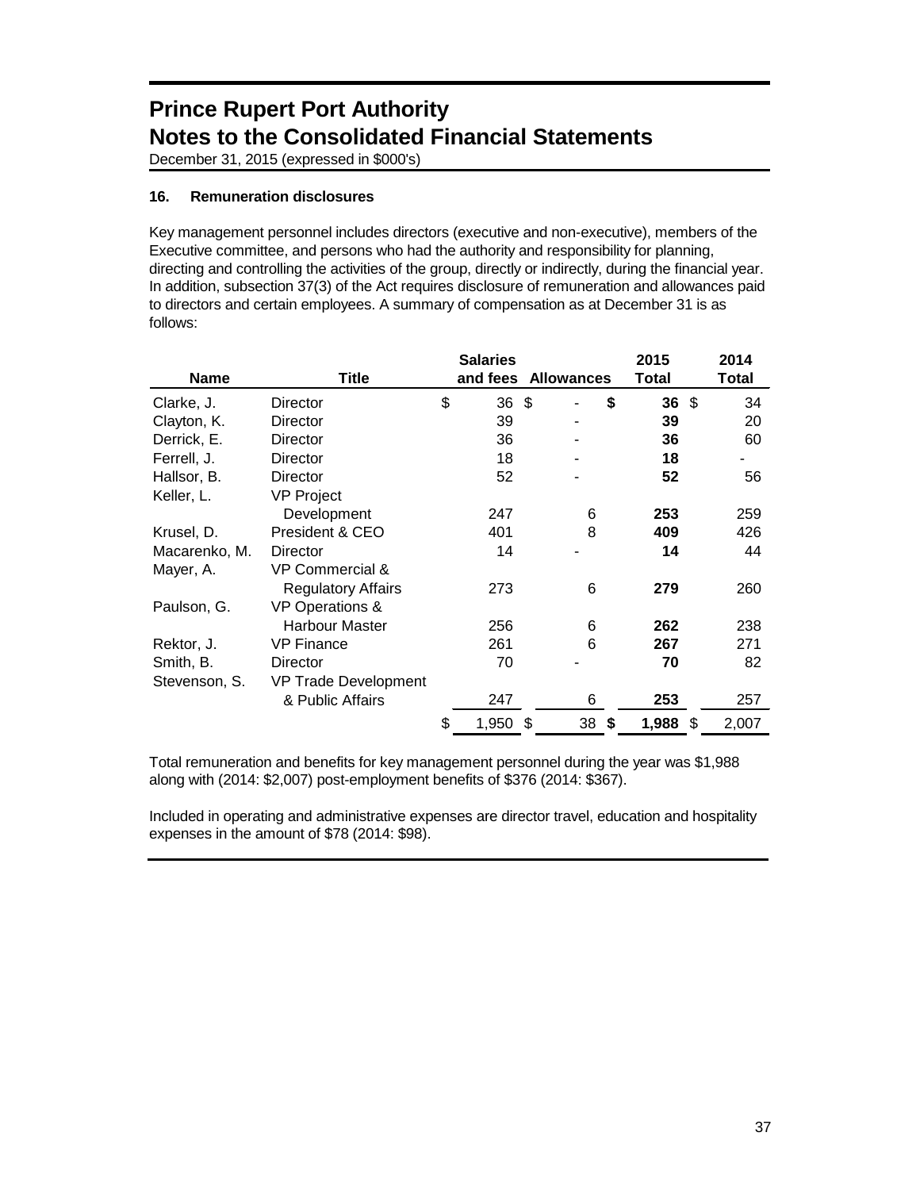# Prince Rupert Port Authority
# Notes to the Consolidated Financial Statements

December 31, 2015 (expressed in $000's)

## 16. Remuneration disclosures

Key management personnel includes directors (executive and non-executive), members of the Executive committee, and persons who had the authority and responsibility for planning, directing and controlling the activities of the group, directly or indirectly, during the financial year. In addition, subsection 37(3) of the Act requires disclosure of remuneration and allowances paid to directors and certain employees. A summary of compensation as at December 31 is as follows:

| Name | Title | Salaries and fees | Allowances | 2015 Total | 2014 Total |
|---|---|---|---|---|---|
| Clarke, J. | Director | $ 36 | $ - | **$ 36** | $ 34 |
| Clayton, K. | Director | 39 | - | **39** | 20 |
| Derrick, E. | Director | 36 | - | **36** | 60 |
| Ferrell, J. | Director | 18 | - | **18** | - |
| Hallsor, B. | Director | 52 | - | **52** | 56 |
| Keller, L. | VP Project Development | 247 | 6 | **253** | 259 |
| Krusel, D. | President & CEO | 401 | 8 | **409** | 426 |
| Macarenko, M. | Director | 14 | - | **14** | 44 |
| Mayer, A. | VP Commercial & Regulatory Affairs | 273 | 6 | **279** | 260 |
| Paulson, G. | VP Operations & Harbour Master | 256 | 6 | **262** | 238 |
| Rektor, J. | VP Finance | 261 | 6 | **267** | 271 |
| Smith, B. | Director | 70 | - | **70** | 82 |
| Stevenson, S. | VP Trade Development & Public Affairs | 247 | 6 | **253** | 257 |
| | | $ 1,950 | $ 38 | **$ 1,988** | $ 2,007 |

Total remuneration and benefits for key management personnel during the year was $1,988 along with (2014: $2,007) post-employment benefits of $376 (2014: $367).

Included in operating and administrative expenses are director travel, education and hospitality expenses in the amount of $78 (2014: $98).